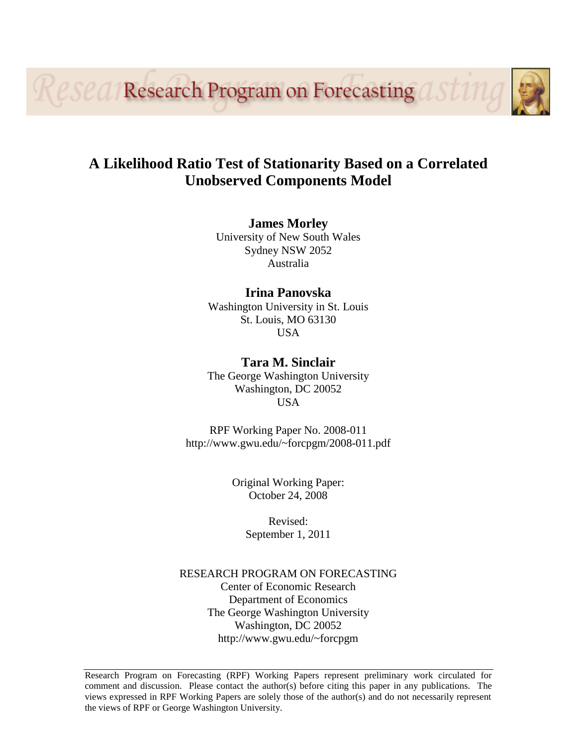Research Program on Forecasting

# A Likelihood Ratio Test of Stationarity Based on a Correlated Unobserved Components Model

**James Morley**
University of New South Wales
Sydney NSW 2052
Australia

**Irina Panovska**
Washington University in St. Louis
St. Louis, MO 63130
USA

**Tara M. Sinclair**
The George Washington University
Washington, DC 20052
USA

RPF Working Paper No. 2008-011
http://www.gwu.edu/~forcpgm/2008-011.pdf

Original Working Paper:
October 24, 2008

Revised:
September 1, 2011

RESEARCH PROGRAM ON FORECASTING
Center of Economic Research
Department of Economics
The George Washington University
Washington, DC 20052
http://www.gwu.edu/~forcpgm

Research Program on Forecasting (RPF) Working Papers represent preliminary work circulated for comment and discussion. Please contact the author(s) before citing this paper in any publications. The views expressed in RPF Working Papers are solely those of the author(s) and do not necessarily represent the views of RPF or George Washington University.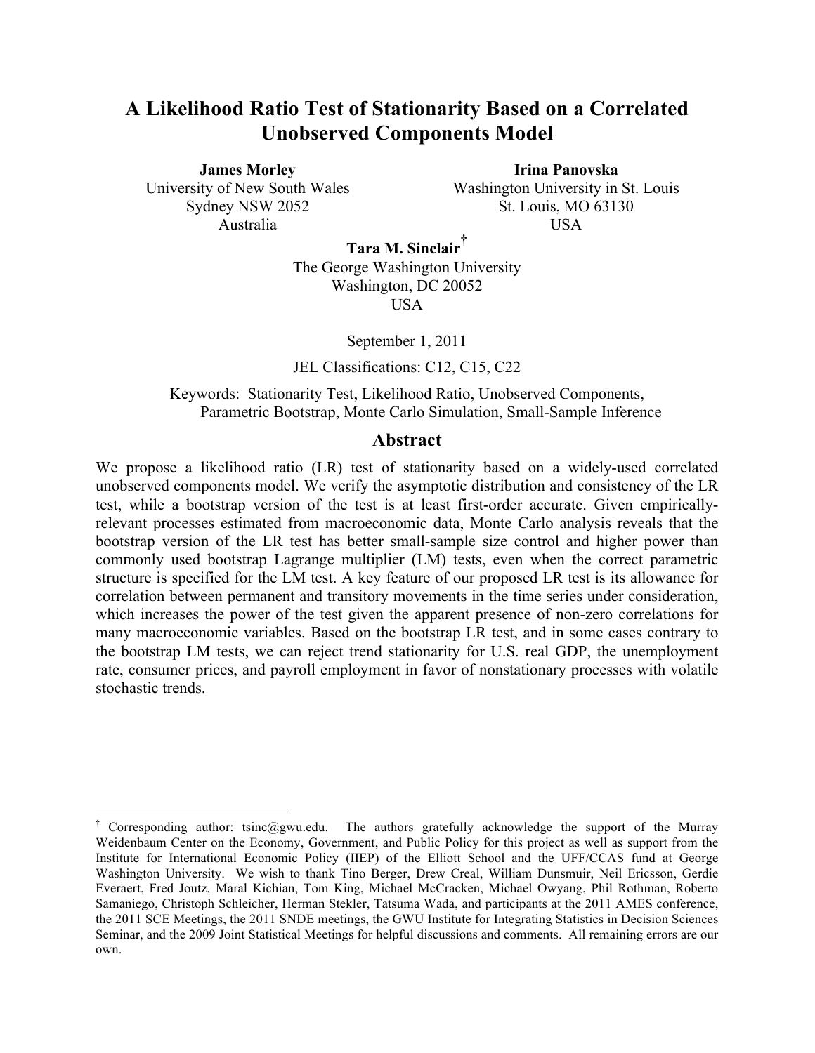# A Likelihood Ratio Test of Stationarity Based on a Correlated Unobserved Components Model

**James Morley**
University of New South Wales
Sydney NSW 2052
Australia

**Irina Panovska**
Washington University in St. Louis
St. Louis, MO 63130
USA

**Tara M. Sinclair**[†]
The George Washington University
Washington, DC 20052
USA

September 1, 2011

JEL Classifications: C12, C15, C22

Keywords: Stationarity Test, Likelihood Ratio, Unobserved Components, Parametric Bootstrap, Monte Carlo Simulation, Small-Sample Inference

## Abstract

We propose a likelihood ratio (LR) test of stationarity based on a widely-used correlated unobserved components model. We verify the asymptotic distribution and consistency of the LR test, while a bootstrap version of the test is at least first-order accurate. Given empirically-relevant processes estimated from macroeconomic data, Monte Carlo analysis reveals that the bootstrap version of the LR test has better small-sample size control and higher power than commonly used bootstrap Lagrange multiplier (LM) tests, even when the correct parametric structure is specified for the LM test. A key feature of our proposed LR test is its allowance for correlation between permanent and transitory movements in the time series under consideration, which increases the power of the test given the apparent presence of non-zero correlations for many macroeconomic variables. Based on the bootstrap LR test, and in some cases contrary to the bootstrap LM tests, we can reject trend stationarity for U.S. real GDP, the unemployment rate, consumer prices, and payroll employment in favor of nonstationary processes with volatile stochastic trends.

---

[†] Corresponding author: tsinc@gwu.edu. The authors gratefully acknowledge the support of the Murray Weidenbaum Center on the Economy, Government, and Public Policy for this project as well as support from the Institute for International Economic Policy (IIEP) of the Elliott School and the UFF/CCAS fund at George Washington University. We wish to thank Tino Berger, Drew Creal, William Dunsmuir, Neil Ericsson, Gerdie Everaert, Fred Joutz, Maral Kichian, Tom King, Michael McCracken, Michael Owyang, Phil Rothman, Roberto Samaniego, Christoph Schleicher, Herman Stekler, Tatsuma Wada, and participants at the 2011 AMES conference, the 2011 SCE Meetings, the 2011 SNDE meetings, the GWU Institute for Integrating Statistics in Decision Sciences Seminar, and the 2009 Joint Statistical Meetings for helpful discussions and comments. All remaining errors are our own.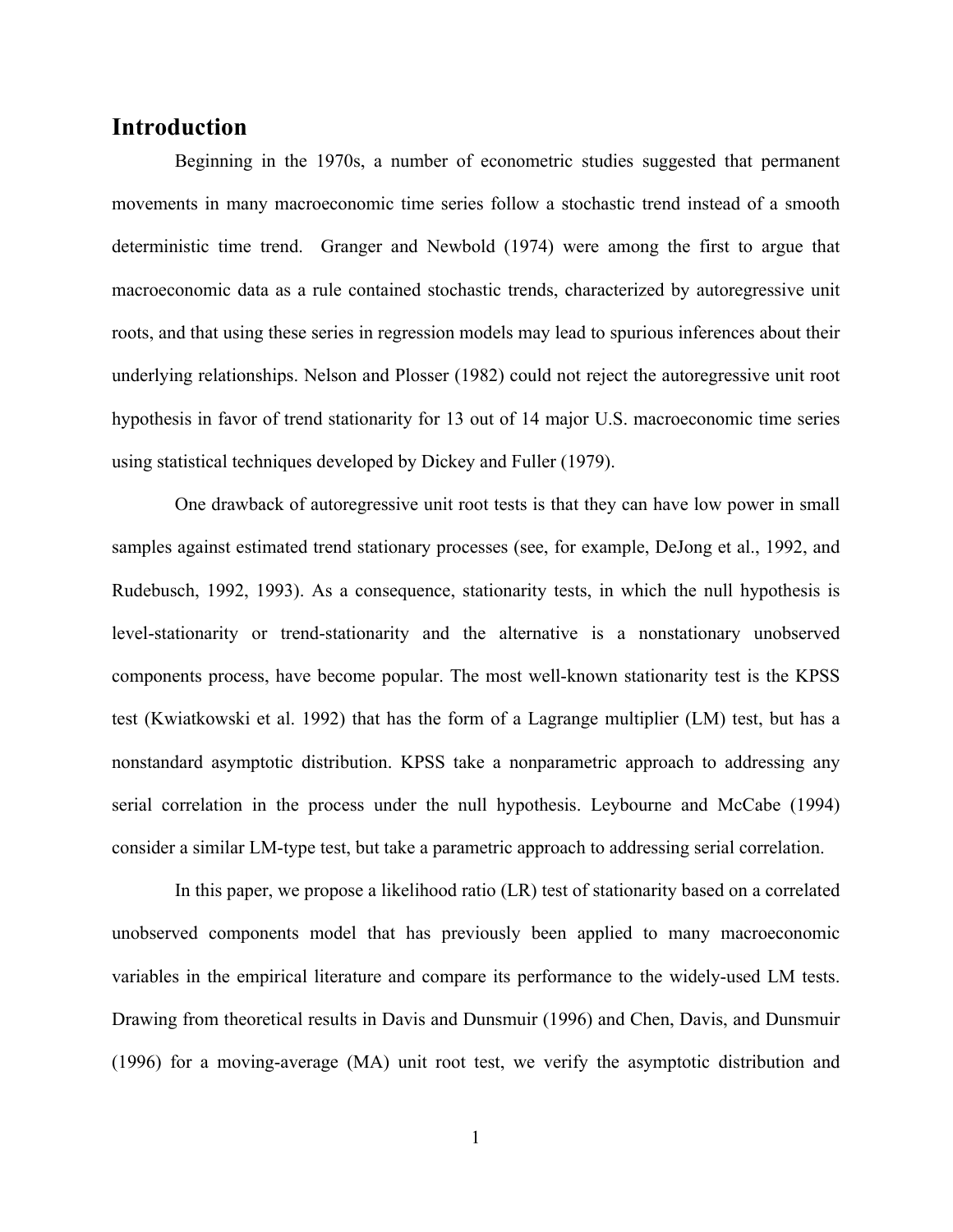## Introduction

Beginning in the 1970s, a number of econometric studies suggested that permanent movements in many macroeconomic time series follow a stochastic trend instead of a smooth deterministic time trend. Granger and Newbold (1974) were among the first to argue that macroeconomic data as a rule contained stochastic trends, characterized by autoregressive unit roots, and that using these series in regression models may lead to spurious inferences about their underlying relationships. Nelson and Plosser (1982) could not reject the autoregressive unit root hypothesis in favor of trend stationarity for 13 out of 14 major U.S. macroeconomic time series using statistical techniques developed by Dickey and Fuller (1979).

One drawback of autoregressive unit root tests is that they can have low power in small samples against estimated trend stationary processes (see, for example, DeJong et al., 1992, and Rudebusch, 1992, 1993). As a consequence, stationarity tests, in which the null hypothesis is level-stationarity or trend-stationarity and the alternative is a nonstationary unobserved components process, have become popular. The most well-known stationarity test is the KPSS test (Kwiatkowski et al. 1992) that has the form of a Lagrange multiplier (LM) test, but has a nonstandard asymptotic distribution. KPSS take a nonparametric approach to addressing any serial correlation in the process under the null hypothesis. Leybourne and McCabe (1994) consider a similar LM-type test, but take a parametric approach to addressing serial correlation.

In this paper, we propose a likelihood ratio (LR) test of stationarity based on a correlated unobserved components model that has previously been applied to many macroeconomic variables in the empirical literature and compare its performance to the widely-used LM tests. Drawing from theoretical results in Davis and Dunsmuir (1996) and Chen, Davis, and Dunsmuir (1996) for a moving-average (MA) unit root test, we verify the asymptotic distribution and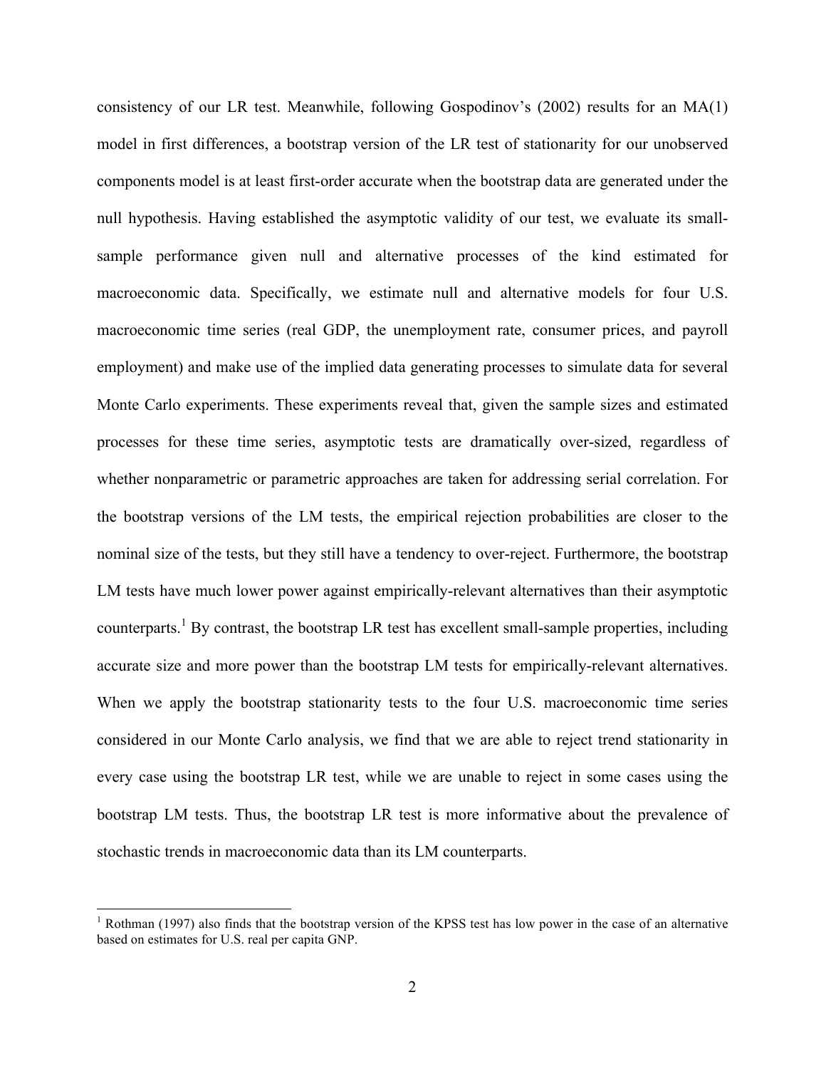consistency of our LR test. Meanwhile, following Gospodinov's (2002) results for an MA(1) model in first differences, a bootstrap version of the LR test of stationarity for our unobserved components model is at least first-order accurate when the bootstrap data are generated under the null hypothesis. Having established the asymptotic validity of our test, we evaluate its small-sample performance given null and alternative processes of the kind estimated for macroeconomic data. Specifically, we estimate null and alternative models for four U.S. macroeconomic time series (real GDP, the unemployment rate, consumer prices, and payroll employment) and make use of the implied data generating processes to simulate data for several Monte Carlo experiments. These experiments reveal that, given the sample sizes and estimated processes for these time series, asymptotic tests are dramatically over-sized, regardless of whether nonparametric or parametric approaches are taken for addressing serial correlation. For the bootstrap versions of the LM tests, the empirical rejection probabilities are closer to the nominal size of the tests, but they still have a tendency to over-reject. Furthermore, the bootstrap LM tests have much lower power against empirically-relevant alternatives than their asymptotic counterparts.[1] By contrast, the bootstrap LR test has excellent small-sample properties, including accurate size and more power than the bootstrap LM tests for empirically-relevant alternatives. When we apply the bootstrap stationarity tests to the four U.S. macroeconomic time series considered in our Monte Carlo analysis, we find that we are able to reject trend stationarity in every case using the bootstrap LR test, while we are unable to reject in some cases using the bootstrap LM tests. Thus, the bootstrap LR test is more informative about the prevalence of stochastic trends in macroeconomic data than its LM counterparts.

[1] Rothman (1997) also finds that the bootstrap version of the KPSS test has low power in the case of an alternative based on estimates for U.S. real per capita GNP.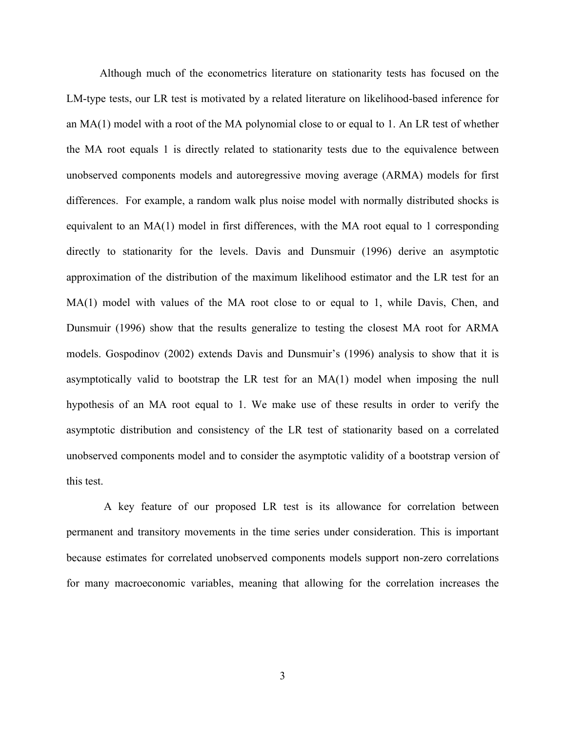Although much of the econometrics literature on stationarity tests has focused on the LM-type tests, our LR test is motivated by a related literature on likelihood-based inference for an MA(1) model with a root of the MA polynomial close to or equal to 1. An LR test of whether the MA root equals 1 is directly related to stationarity tests due to the equivalence between unobserved components models and autoregressive moving average (ARMA) models for first differences. For example, a random walk plus noise model with normally distributed shocks is equivalent to an MA(1) model in first differences, with the MA root equal to 1 corresponding directly to stationarity for the levels. Davis and Dunsmuir (1996) derive an asymptotic approximation of the distribution of the maximum likelihood estimator and the LR test for an MA(1) model with values of the MA root close to or equal to 1, while Davis, Chen, and Dunsmuir (1996) show that the results generalize to testing the closest MA root for ARMA models. Gospodinov (2002) extends Davis and Dunsmuir's (1996) analysis to show that it is asymptotically valid to bootstrap the LR test for an MA(1) model when imposing the null hypothesis of an MA root equal to 1. We make use of these results in order to verify the asymptotic distribution and consistency of the LR test of stationarity based on a correlated unobserved components model and to consider the asymptotic validity of a bootstrap version of this test.

A key feature of our proposed LR test is its allowance for correlation between permanent and transitory movements in the time series under consideration. This is important because estimates for correlated unobserved components models support non-zero correlations for many macroeconomic variables, meaning that allowing for the correlation increases the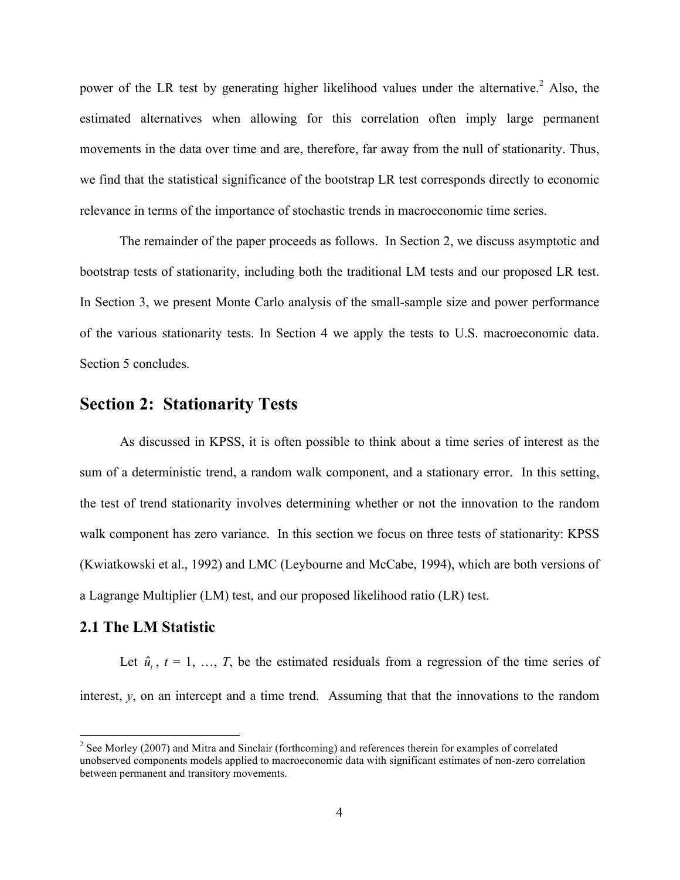power of the LR test by generating higher likelihood values under the alternative.[2] Also, the estimated alternatives when allowing for this correlation often imply large permanent movements in the data over time and are, therefore, far away from the null of stationarity. Thus, we find that the statistical significance of the bootstrap LR test corresponds directly to economic relevance in terms of the importance of stochastic trends in macroeconomic time series.

The remainder of the paper proceeds as follows. In Section 2, we discuss asymptotic and bootstrap tests of stationarity, including both the traditional LM tests and our proposed LR test. In Section 3, we present Monte Carlo analysis of the small-sample size and power performance of the various stationarity tests. In Section 4 we apply the tests to U.S. macroeconomic data. Section 5 concludes.

## Section 2: Stationarity Tests

As discussed in KPSS, it is often possible to think about a time series of interest as the sum of a deterministic trend, a random walk component, and a stationary error. In this setting, the test of trend stationarity involves determining whether or not the innovation to the random walk component has zero variance. In this section we focus on three tests of stationarity: KPSS (Kwiatkowski et al., 1992) and LMC (Leybourne and McCabe, 1994), which are both versions of a Lagrange Multiplier (LM) test, and our proposed likelihood ratio (LR) test.

### 2.1 The LM Statistic

Let $\hat{u}_t$, $t$ = 1, …, $T$, be the estimated residuals from a regression of the time series of interest, $y$, on an intercept and a time trend. Assuming that that the innovations to the random

[2] See Morley (2007) and Mitra and Sinclair (forthcoming) and references therein for examples of correlated unobserved components models applied to macroeconomic data with significant estimates of non-zero correlation between permanent and transitory movements.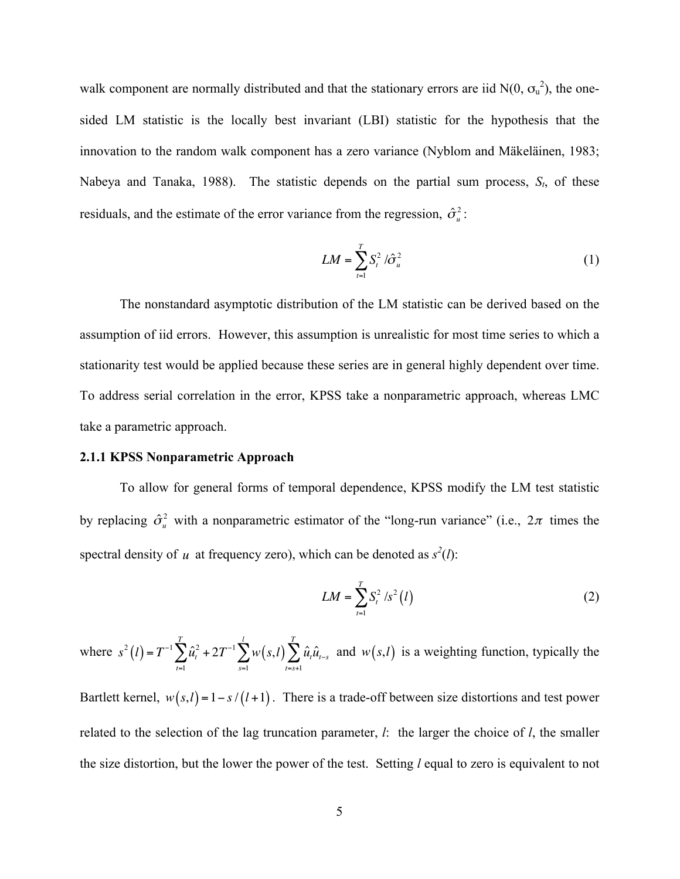walk component are normally distributed and that the stationary errors are iid N(0, $\sigma_u^2$), the one-sided LM statistic is the locally best invariant (LBI) statistic for the hypothesis that the innovation to the random walk component has a zero variance (Nyblom and Mäkeläinen, 1983; Nabeya and Tanaka, 1988). The statistic depends on the partial sum process, $S_t$, of these residuals, and the estimate of the error variance from the regression, $\hat{\sigma}_u^2$:

$$LM = \sum_{t=1}^{T} S_t^2 / \hat{\sigma}_u^2 \tag{1}$$

The nonstandard asymptotic distribution of the LM statistic can be derived based on the assumption of iid errors. However, this assumption is unrealistic for most time series to which a stationarity test would be applied because these series are in general highly dependent over time. To address serial correlation in the error, KPSS take a nonparametric approach, whereas LMC take a parametric approach.

### 2.1.1 KPSS Nonparametric Approach

To allow for general forms of temporal dependence, KPSS modify the LM test statistic by replacing $\hat{\sigma}_u^2$ with a nonparametric estimator of the "long-run variance" (i.e., $2\pi$ times the spectral density of $u$ at frequency zero), which can be denoted as $s^2(l)$:

$$LM = \sum_{t=1}^{T} S_t^2 / s^2(l) \tag{2}$$

where $s^2(l) = T^{-1}\sum_{t=1}^{T}\hat{u}_t^2 + 2T^{-1}\sum_{s=1}^{l} w(s,l) \sum_{t=s+1}^{T} \hat{u}_t \hat{u}_{t-s}$ and $w(s,l)$ is a weighting function, typically the Bartlett kernel, $w(s,l) = 1 - s/(l+1)$. There is a trade-off between size distortions and test power related to the selection of the lag truncation parameter, $l$: the larger the choice of $l$, the smaller the size distortion, but the lower the power of the test. Setting $l$ equal to zero is equivalent to not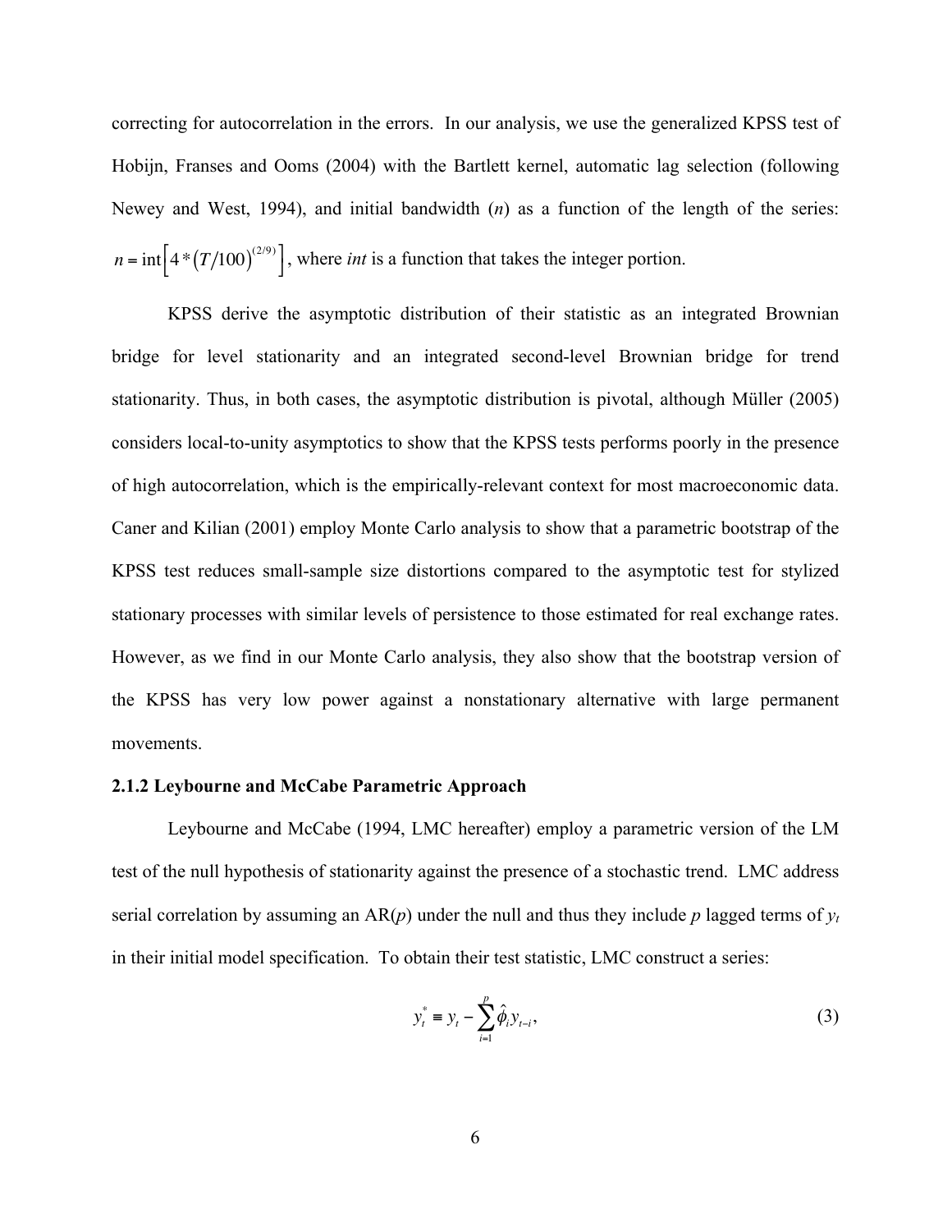correcting for autocorrelation in the errors. In our analysis, we use the generalized KPSS test of Hobijn, Franses and Ooms (2004) with the Bartlett kernel, automatic lag selection (following Newey and West, 1994), and initial bandwidth ($n$) as a function of the length of the series: $n = \text{int}\left[4 * \left(T/100\right)^{(2/9)}\right]$, where *int* is a function that takes the integer portion.

KPSS derive the asymptotic distribution of their statistic as an integrated Brownian bridge for level stationarity and an integrated second-level Brownian bridge for trend stationarity. Thus, in both cases, the asymptotic distribution is pivotal, although Müller (2005) considers local-to-unity asymptotics to show that the KPSS tests performs poorly in the presence of high autocorrelation, which is the empirically-relevant context for most macroeconomic data. Caner and Kilian (2001) employ Monte Carlo analysis to show that a parametric bootstrap of the KPSS test reduces small-sample size distortions compared to the asymptotic test for stylized stationary processes with similar levels of persistence to those estimated for real exchange rates. However, as we find in our Monte Carlo analysis, they also show that the bootstrap version of the KPSS has very low power against a nonstationary alternative with large permanent movements.

### 2.1.2 Leybourne and McCabe Parametric Approach

Leybourne and McCabe (1994, LMC hereafter) employ a parametric version of the LM test of the null hypothesis of stationarity against the presence of a stochastic trend. LMC address serial correlation by assuming an AR($p$) under the null and thus they include $p$ lagged terms of $y_t$ in their initial model specification. To obtain their test statistic, LMC construct a series:

$$y_t^* \equiv y_t - \sum_{i=1}^{p} \hat{\phi}_i y_{t-i}, \tag{3}$$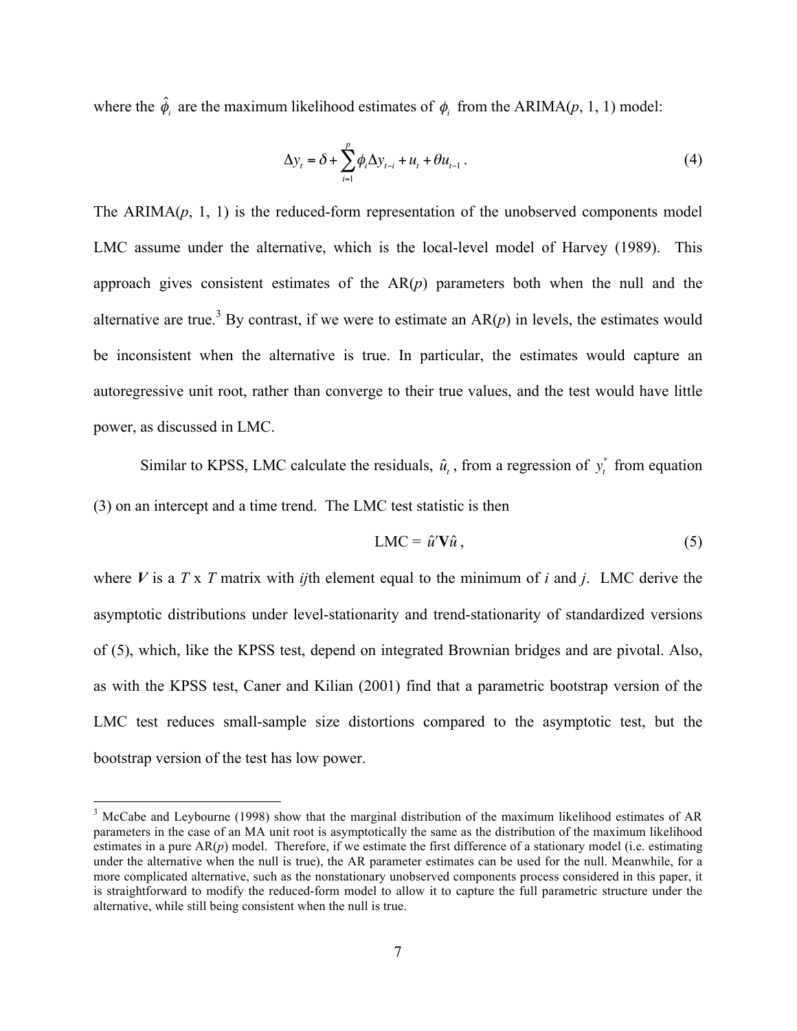where the $\hat{\phi}_i$ are the maximum likelihood estimates of $\phi_i$ from the ARIMA($p$, 1, 1) model:

$$\Delta y_t = \delta + \sum_{i=1}^{p} \phi_i \Delta y_{t-i} + u_t + \theta u_{t-1} . \tag{4}$$

The ARIMA($p$, 1, 1) is the reduced-form representation of the unobserved components model LMC assume under the alternative, which is the local-level model of Harvey (1989). This approach gives consistent estimates of the AR($p$) parameters both when the null and the alternative are true.[3] By contrast, if we were to estimate an AR($p$) in levels, the estimates would be inconsistent when the alternative is true. In particular, the estimates would capture an autoregressive unit root, rather than converge to their true values, and the test would have little power, as discussed in LMC.

Similar to KPSS, LMC calculate the residuals, $\hat{u}_t$, from a regression of $y_t^*$ from equation (3) on an intercept and a time trend. The LMC test statistic is then

$$\text{LMC} = \hat{u}'\mathbf{V}\hat{u} , \tag{5}$$

where $\boldsymbol{V}$ is a $T$ x $T$ matrix with $ij$th element equal to the minimum of $i$ and $j$. LMC derive the asymptotic distributions under level-stationarity and trend-stationarity of standardized versions of (5), which, like the KPSS test, depend on integrated Brownian bridges and are pivotal. Also, as with the KPSS test, Caner and Kilian (2001) find that a parametric bootstrap version of the LMC test reduces small-sample size distortions compared to the asymptotic test, but the bootstrap version of the test has low power.

[3] McCabe and Leybourne (1998) show that the marginal distribution of the maximum likelihood estimates of AR parameters in the case of an MA unit root is asymptotically the same as the distribution of the maximum likelihood estimates in a pure AR($p$) model. Therefore, if we estimate the first difference of a stationary model (i.e. estimating under the alternative when the null is true), the AR parameter estimates can be used for the null. Meanwhile, for a more complicated alternative, such as the nonstationary unobserved components process considered in this paper, it is straightforward to modify the reduced-form model to allow it to capture the full parametric structure under the alternative, while still being consistent when the null is true.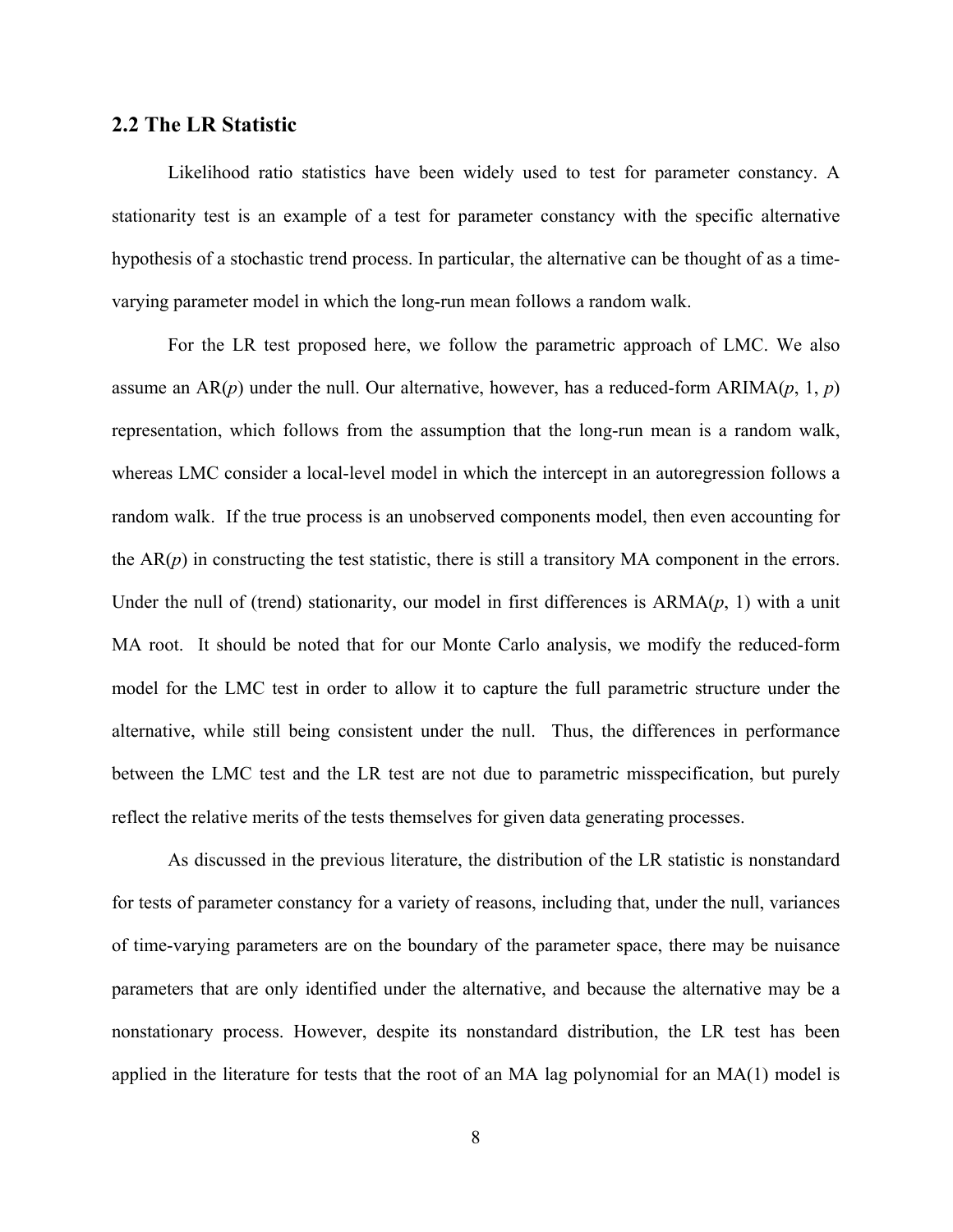## 2.2 The LR Statistic

Likelihood ratio statistics have been widely used to test for parameter constancy. A stationarity test is an example of a test for parameter constancy with the specific alternative hypothesis of a stochastic trend process. In particular, the alternative can be thought of as a time-varying parameter model in which the long-run mean follows a random walk.

For the LR test proposed here, we follow the parametric approach of LMC. We also assume an AR($p$) under the null. Our alternative, however, has a reduced-form ARIMA($p$, 1, $p$) representation, which follows from the assumption that the long-run mean is a random walk, whereas LMC consider a local-level model in which the intercept in an autoregression follows a random walk. If the true process is an unobserved components model, then even accounting for the AR($p$) in constructing the test statistic, there is still a transitory MA component in the errors. Under the null of (trend) stationarity, our model in first differences is ARMA($p$, 1) with a unit MA root. It should be noted that for our Monte Carlo analysis, we modify the reduced-form model for the LMC test in order to allow it to capture the full parametric structure under the alternative, while still being consistent under the null. Thus, the differences in performance between the LMC test and the LR test are not due to parametric misspecification, but purely reflect the relative merits of the tests themselves for given data generating processes.

As discussed in the previous literature, the distribution of the LR statistic is nonstandard for tests of parameter constancy for a variety of reasons, including that, under the null, variances of time-varying parameters are on the boundary of the parameter space, there may be nuisance parameters that are only identified under the alternative, and because the alternative may be a nonstationary process. However, despite its nonstandard distribution, the LR test has been applied in the literature for tests that the root of an MA lag polynomial for an MA(1) model is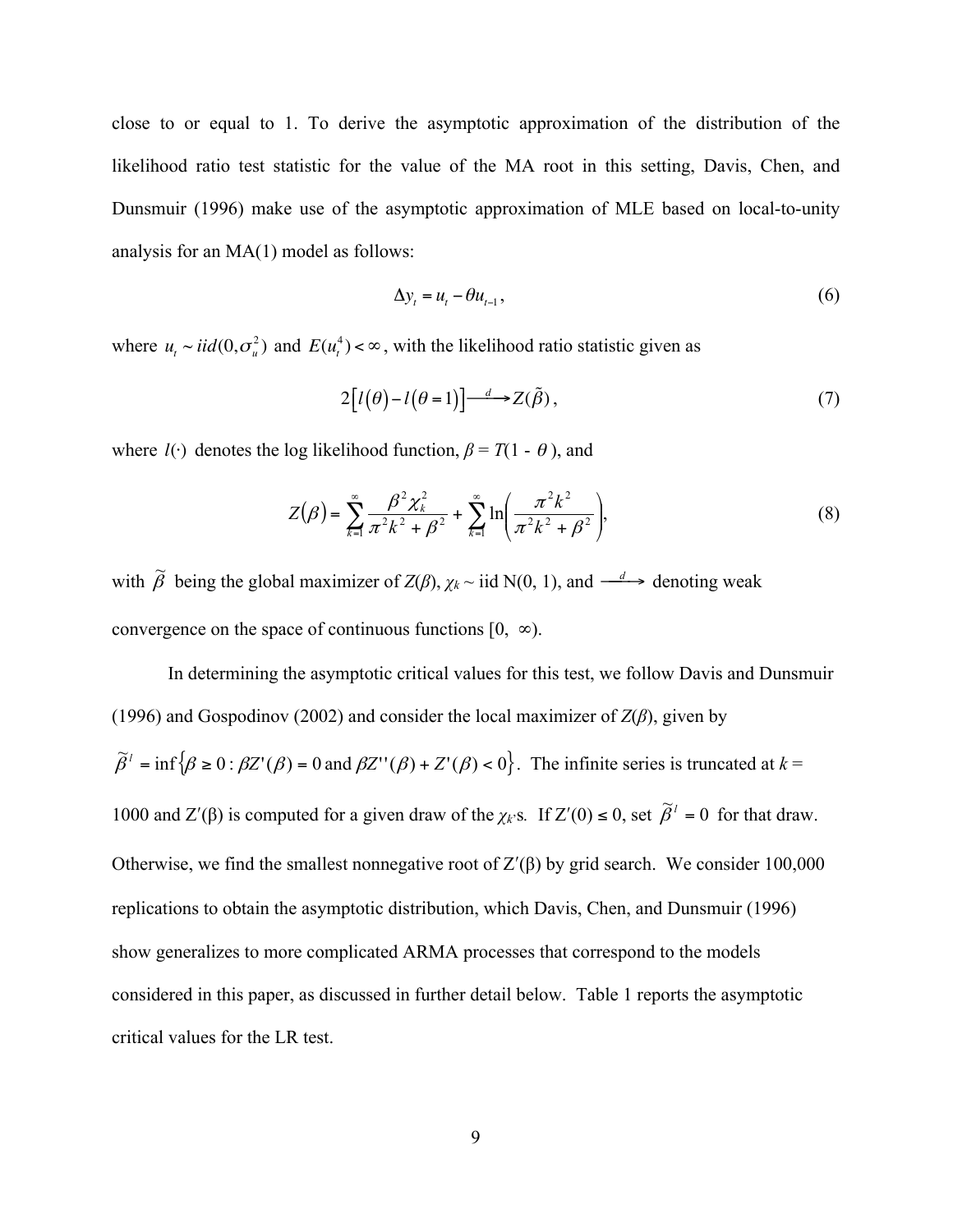close to or equal to 1. To derive the asymptotic approximation of the distribution of the likelihood ratio test statistic for the value of the MA root in this setting, Davis, Chen, and Dunsmuir (1996) make use of the asymptotic approximation of MLE based on local-to-unity analysis for an MA(1) model as follows:

$$\Delta y_t = u_t - \theta u_{t-1}, \tag{6}$$

where $u_t \sim iid(0, \sigma_u^2)$ and $E(u_t^4) < \infty$, with the likelihood ratio statistic given as

$$2\left[l(\theta) - l(\theta = 1)\right] \xrightarrow{d} Z(\tilde{\beta}), \tag{7}$$

where $l(\cdot)$ denotes the log likelihood function, $\beta = T(1 - \theta)$, and

$$Z(\beta) = \sum_{k=1}^{\infty} \frac{\beta^2 \chi_k^2}{\pi^2 k^2 + \beta^2} + \sum_{k=1}^{\infty} \ln\left(\frac{\pi^2 k^2}{\pi^2 k^2 + \beta^2}\right), \tag{8}$$

with $\tilde{\beta}$ being the global maximizer of $Z(\beta)$, $\chi_k \sim$ iid N(0, 1), and $\xrightarrow{d}$ denoting weak convergence on the space of continuous functions $[0, \infty)$.

In determining the asymptotic critical values for this test, we follow Davis and Dunsmuir (1996) and Gospodinov (2002) and consider the local maximizer of $Z(\beta)$, given by $\tilde{\beta}^l = \inf\{\beta \geq 0 : \beta Z'(\beta) = 0 \text{ and } \beta Z''(\beta) + Z'(\beta) < 0\}$. The infinite series is truncated at $k$ = 1000 and $Z'(\beta)$ is computed for a given draw of the $\chi_k$'s. If $Z'(0) \leq 0$, set $\tilde{\beta}^l = 0$ for that draw. Otherwise, we find the smallest nonnegative root of $Z'(\beta)$ by grid search. We consider 100,000 replications to obtain the asymptotic distribution, which Davis, Chen, and Dunsmuir (1996) show generalizes to more complicated ARMA processes that correspond to the models considered in this paper, as discussed in further detail below. Table 1 reports the asymptotic critical values for the LR test.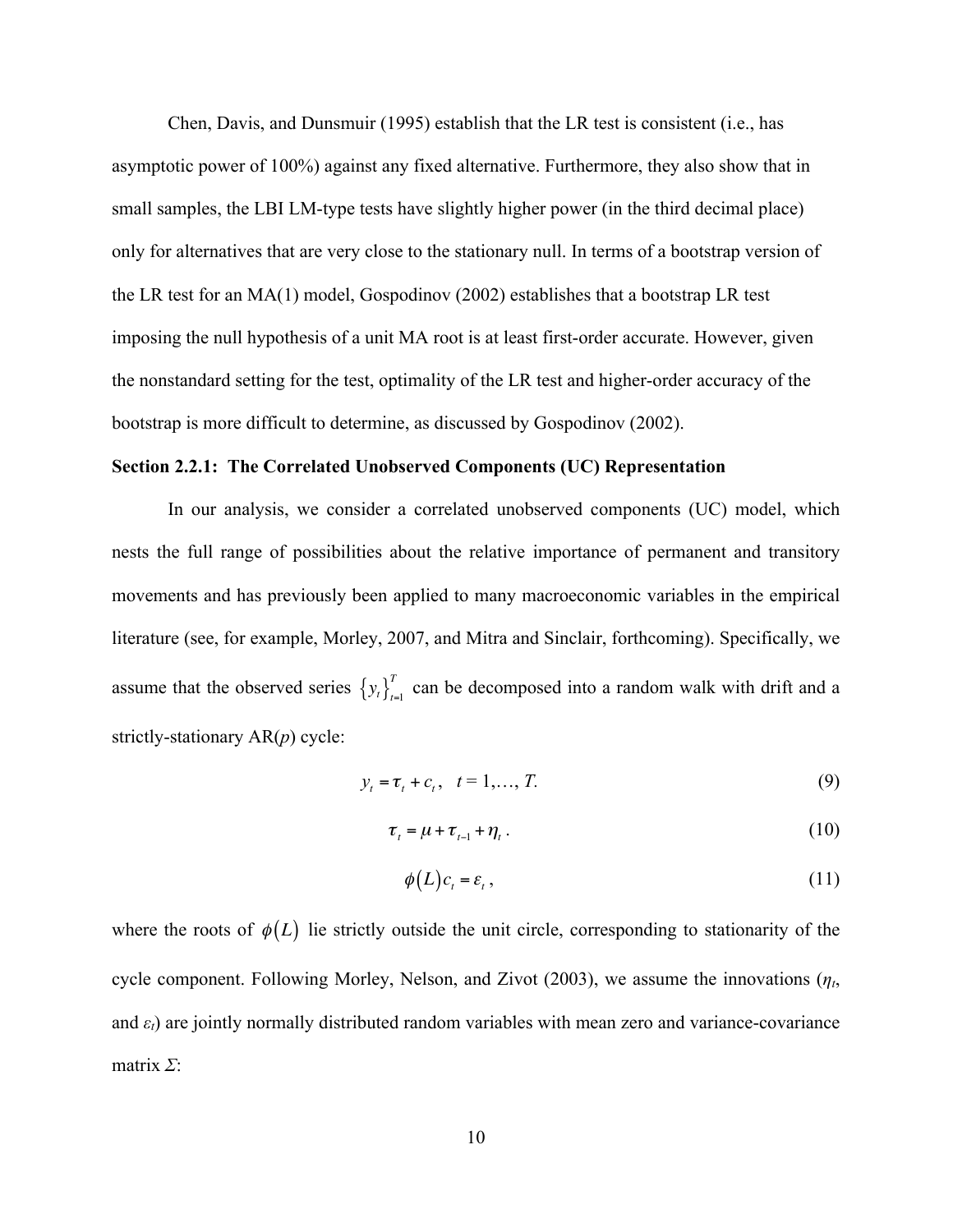Chen, Davis, and Dunsmuir (1995) establish that the LR test is consistent (i.e., has asymptotic power of 100%) against any fixed alternative. Furthermore, they also show that in small samples, the LBI LM-type tests have slightly higher power (in the third decimal place) only for alternatives that are very close to the stationary null. In terms of a bootstrap version of the LR test for an MA(1) model, Gospodinov (2002) establishes that a bootstrap LR test imposing the null hypothesis of a unit MA root is at least first-order accurate. However, given the nonstandard setting for the test, optimality of the LR test and higher-order accuracy of the bootstrap is more difficult to determine, as discussed by Gospodinov (2002).

**Section 2.2.1: The Correlated Unobserved Components (UC) Representation**

In our analysis, we consider a correlated unobserved components (UC) model, which nests the full range of possibilities about the relative importance of permanent and transitory movements and has previously been applied to many macroeconomic variables in the empirical literature (see, for example, Morley, 2007, and Mitra and Sinclair, forthcoming). Specifically, we assume that the observed series $\{y_t\}_{t=1}^{T}$ can be decomposed into a random walk with drift and a strictly-stationary AR($p$) cycle:

$$y_t = \tau_t + c_t, \quad t = 1, \ldots, T. \tag{9}$$

$$\tau_t = \mu + \tau_{t-1} + \eta_t\,. \tag{10}$$

$$\phi(L)c_t = \varepsilon_t\,, \tag{11}$$

where the roots of $\phi(L)$ lie strictly outside the unit circle, corresponding to stationarity of the cycle component. Following Morley, Nelson, and Zivot (2003), we assume the innovations ($\eta_t$, and $\varepsilon_t$) are jointly normally distributed random variables with mean zero and variance-covariance matrix $\Sigma$: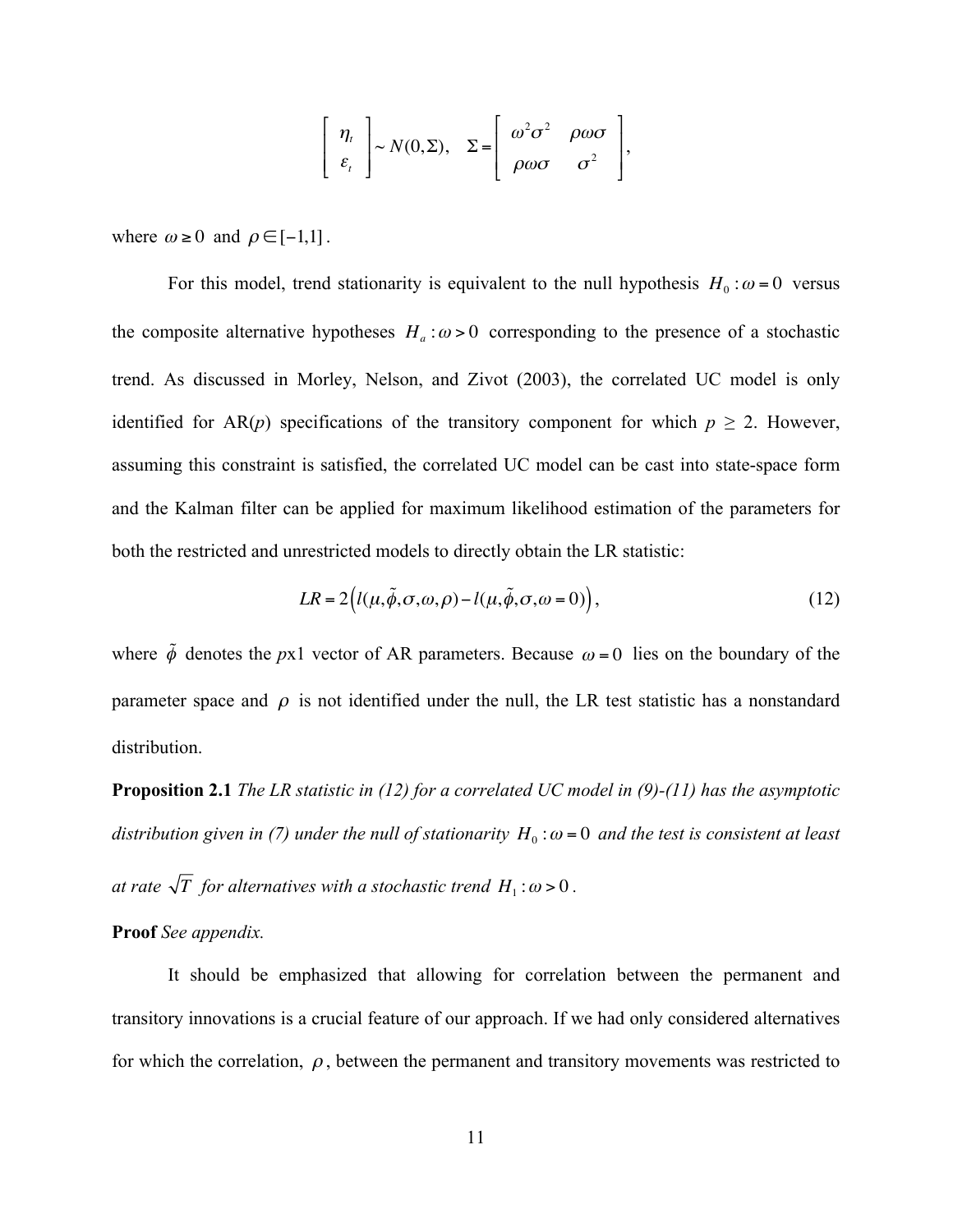$$\begin{bmatrix} \eta_t \\ \varepsilon_t \end{bmatrix} \sim N(0,\Sigma), \quad \Sigma = \begin{bmatrix} \omega^2\sigma^2 & \rho\omega\sigma \\ \rho\omega\sigma & \sigma^2 \end{bmatrix},$$

where $\omega \geq 0$ and $\rho \in [-1,1]$.

For this model, trend stationarity is equivalent to the null hypothesis $H_0 : \omega = 0$ versus the composite alternative hypotheses $H_a : \omega > 0$ corresponding to the presence of a stochastic trend. As discussed in Morley, Nelson, and Zivot (2003), the correlated UC model is only identified for AR($p$) specifications of the transitory component for which $p \geq 2$. However, assuming this constraint is satisfied, the correlated UC model can be cast into state-space form and the Kalman filter can be applied for maximum likelihood estimation of the parameters for both the restricted and unrestricted models to directly obtain the LR statistic:

$$LR = 2\left(l(\mu,\tilde{\phi},\sigma,\omega,\rho) - l(\mu,\tilde{\phi},\sigma,\omega = 0)\right), \tag{12}$$

where $\tilde{\phi}$ denotes the $p$x1 vector of AR parameters. Because $\omega = 0$ lies on the boundary of the parameter space and $\rho$ is not identified under the null, the LR test statistic has a nonstandard distribution.

**Proposition 2.1** *The LR statistic in (12) for a correlated UC model in (9)-(11) has the asymptotic distribution given in (7) under the null of stationarity $H_0 : \omega = 0$ and the test is consistent at least at rate $\sqrt{T}$ for alternatives with a stochastic trend $H_1 : \omega > 0$.*

**Proof** *See appendix.*

It should be emphasized that allowing for correlation between the permanent and transitory innovations is a crucial feature of our approach. If we had only considered alternatives for which the correlation, $\rho$, between the permanent and transitory movements was restricted to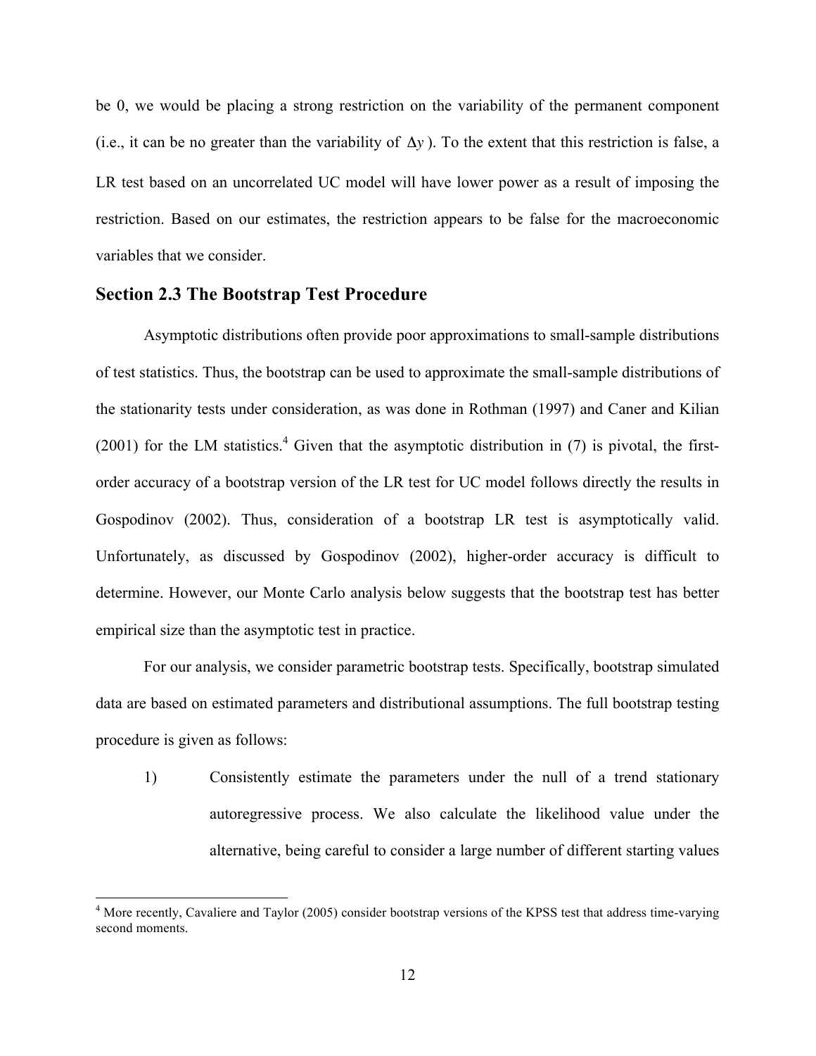be 0, we would be placing a strong restriction on the variability of the permanent component (i.e., it can be no greater than the variability of $\Delta y$). To the extent that this restriction is false, a LR test based on an uncorrelated UC model will have lower power as a result of imposing the restriction. Based on our estimates, the restriction appears to be false for the macroeconomic variables that we consider.

### Section 2.3 The Bootstrap Test Procedure

Asymptotic distributions often provide poor approximations to small-sample distributions of test statistics. Thus, the bootstrap can be used to approximate the small-sample distributions of the stationarity tests under consideration, as was done in Rothman (1997) and Caner and Kilian (2001) for the LM statistics.[4] Given that the asymptotic distribution in (7) is pivotal, the first-order accuracy of a bootstrap version of the LR test for UC model follows directly the results in Gospodinov (2002). Thus, consideration of a bootstrap LR test is asymptotically valid. Unfortunately, as discussed by Gospodinov (2002), higher-order accuracy is difficult to determine. However, our Monte Carlo analysis below suggests that the bootstrap test has better empirical size than the asymptotic test in practice.

For our analysis, we consider parametric bootstrap tests. Specifically, bootstrap simulated data are based on estimated parameters and distributional assumptions. The full bootstrap testing procedure is given as follows:

1) Consistently estimate the parameters under the null of a trend stationary autoregressive process. We also calculate the likelihood value under the alternative, being careful to consider a large number of different starting values

[4] More recently, Cavaliere and Taylor (2005) consider bootstrap versions of the KPSS test that address time-varying second moments.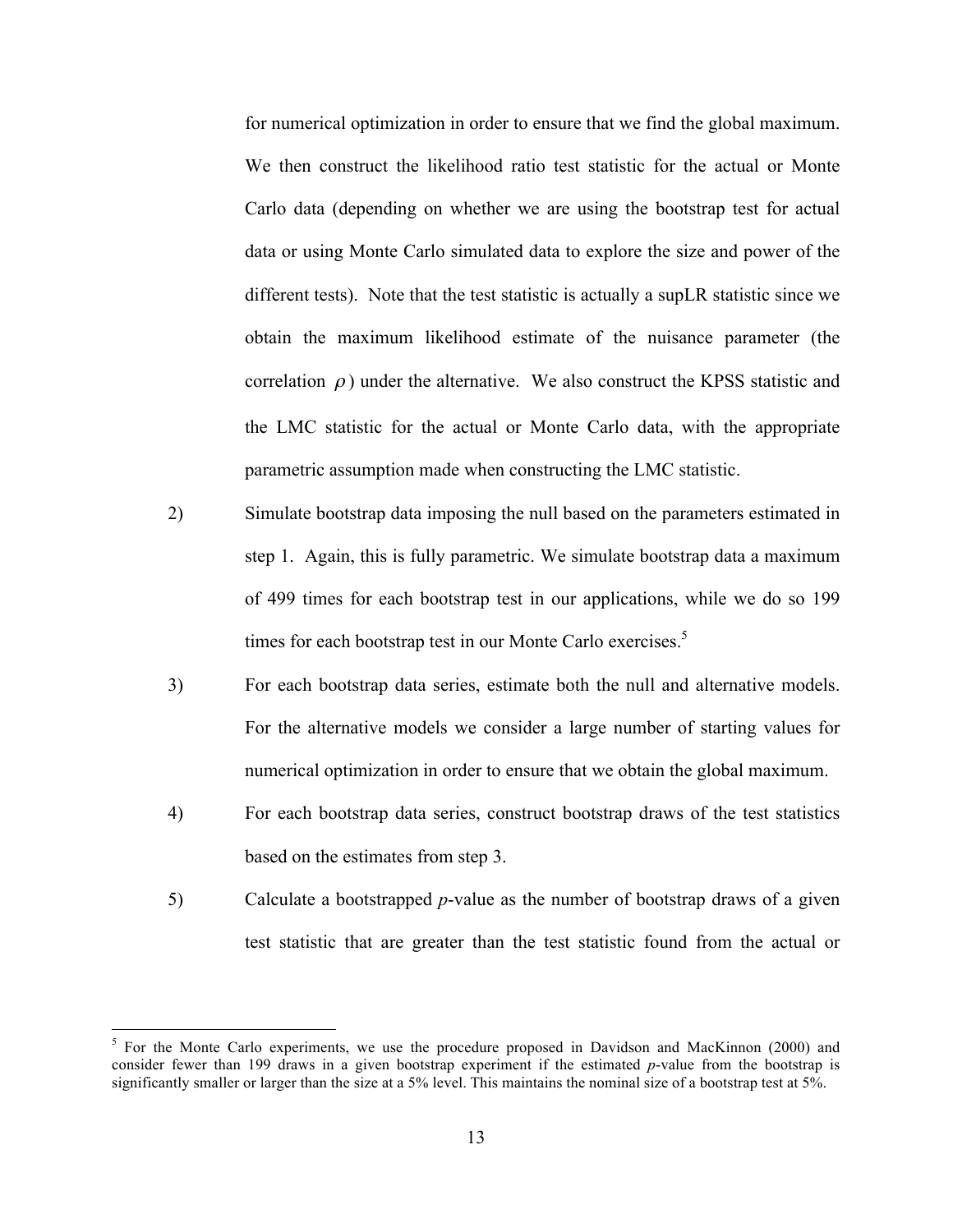for numerical optimization in order to ensure that we find the global maximum. We then construct the likelihood ratio test statistic for the actual or Monte Carlo data (depending on whether we are using the bootstrap test for actual data or using Monte Carlo simulated data to explore the size and power of the different tests). Note that the test statistic is actually a supLR statistic since we obtain the maximum likelihood estimate of the nuisance parameter (the correlation $\rho$) under the alternative. We also construct the KPSS statistic and the LMC statistic for the actual or Monte Carlo data, with the appropriate parametric assumption made when constructing the LMC statistic.

2) Simulate bootstrap data imposing the null based on the parameters estimated in step 1. Again, this is fully parametric. We simulate bootstrap data a maximum of 499 times for each bootstrap test in our applications, while we do so 199 times for each bootstrap test in our Monte Carlo exercises.[5]

3) For each bootstrap data series, estimate both the null and alternative models. For the alternative models we consider a large number of starting values for numerical optimization in order to ensure that we obtain the global maximum.

4) For each bootstrap data series, construct bootstrap draws of the test statistics based on the estimates from step 3.

5) Calculate a bootstrapped *p*-value as the number of bootstrap draws of a given test statistic that are greater than the test statistic found from the actual or

---

[5] For the Monte Carlo experiments, we use the procedure proposed in Davidson and MacKinnon (2000) and consider fewer than 199 draws in a given bootstrap experiment if the estimated *p*-value from the bootstrap is significantly smaller or larger than the size at a 5% level. This maintains the nominal size of a bootstrap test at 5%.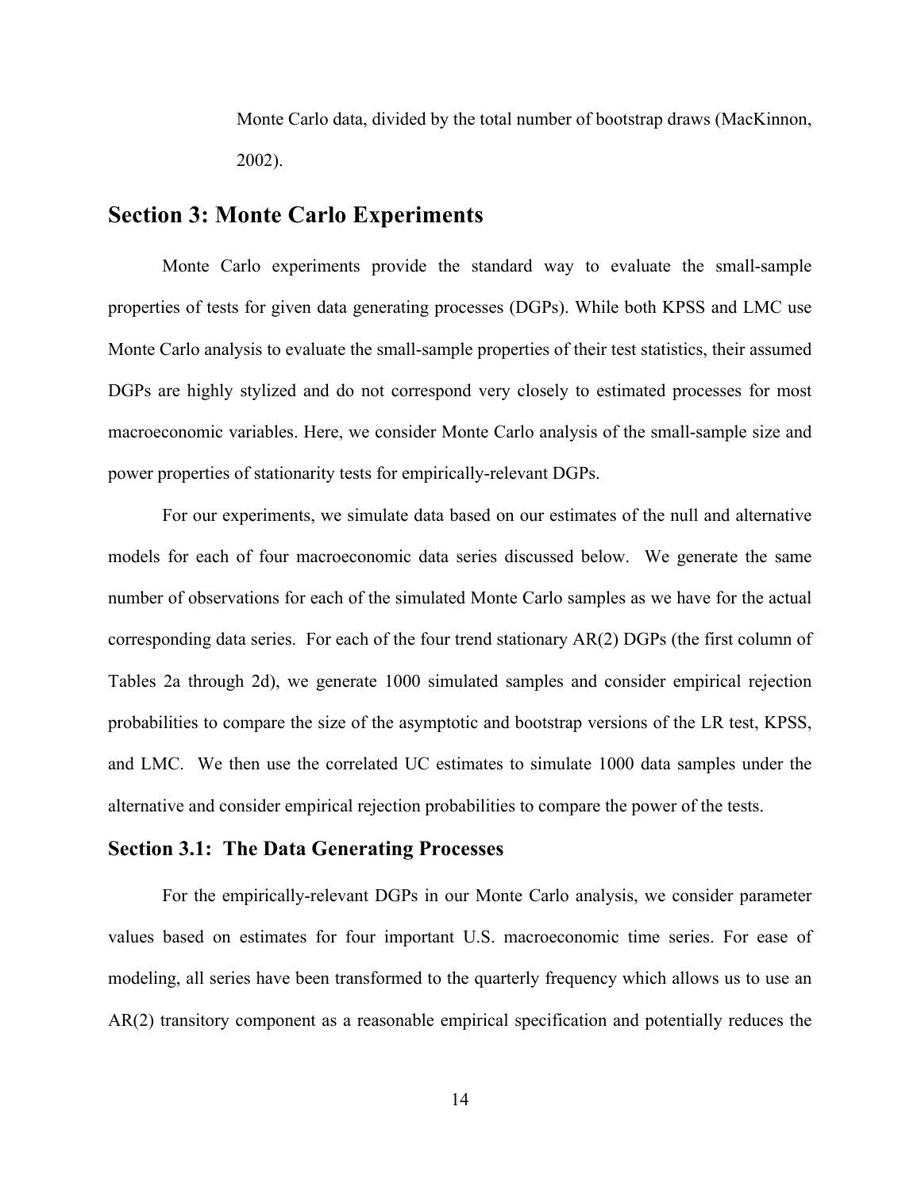Monte Carlo data, divided by the total number of bootstrap draws (MacKinnon, 2002).

## Section 3: Monte Carlo Experiments

Monte Carlo experiments provide the standard way to evaluate the small-sample properties of tests for given data generating processes (DGPs). While both KPSS and LMC use Monte Carlo analysis to evaluate the small-sample properties of their test statistics, their assumed DGPs are highly stylized and do not correspond very closely to estimated processes for most macroeconomic variables. Here, we consider Monte Carlo analysis of the small-sample size and power properties of stationarity tests for empirically-relevant DGPs.

For our experiments, we simulate data based on our estimates of the null and alternative models for each of four macroeconomic data series discussed below. We generate the same number of observations for each of the simulated Monte Carlo samples as we have for the actual corresponding data series. For each of the four trend stationary AR(2) DGPs (the first column of Tables 2a through 2d), we generate 1000 simulated samples and consider empirical rejection probabilities to compare the size of the asymptotic and bootstrap versions of the LR test, KPSS, and LMC. We then use the correlated UC estimates to simulate 1000 data samples under the alternative and consider empirical rejection probabilities to compare the power of the tests.

### Section 3.1: The Data Generating Processes

For the empirically-relevant DGPs in our Monte Carlo analysis, we consider parameter values based on estimates for four important U.S. macroeconomic time series. For ease of modeling, all series have been transformed to the quarterly frequency which allows us to use an AR(2) transitory component as a reasonable empirical specification and potentially reduces the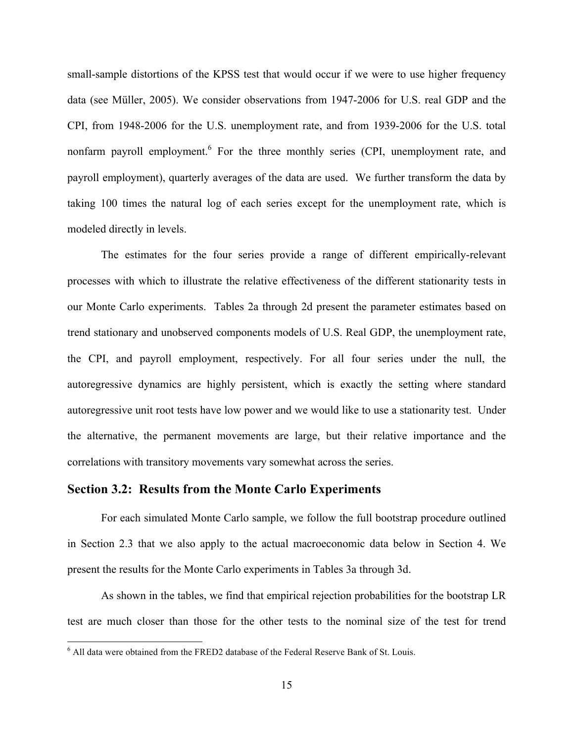small-sample distortions of the KPSS test that would occur if we were to use higher frequency data (see Müller, 2005). We consider observations from 1947-2006 for U.S. real GDP and the CPI, from 1948-2006 for the U.S. unemployment rate, and from 1939-2006 for the U.S. total nonfarm payroll employment.[6] For the three monthly series (CPI, unemployment rate, and payroll employment), quarterly averages of the data are used. We further transform the data by taking 100 times the natural log of each series except for the unemployment rate, which is modeled directly in levels.

The estimates for the four series provide a range of different empirically-relevant processes with which to illustrate the relative effectiveness of the different stationarity tests in our Monte Carlo experiments. Tables 2a through 2d present the parameter estimates based on trend stationary and unobserved components models of U.S. Real GDP, the unemployment rate, the CPI, and payroll employment, respectively. For all four series under the null, the autoregressive dynamics are highly persistent, which is exactly the setting where standard autoregressive unit root tests have low power and we would like to use a stationarity test. Under the alternative, the permanent movements are large, but their relative importance and the correlations with transitory movements vary somewhat across the series.

## Section 3.2: Results from the Monte Carlo Experiments

For each simulated Monte Carlo sample, we follow the full bootstrap procedure outlined in Section 2.3 that we also apply to the actual macroeconomic data below in Section 4. We present the results for the Monte Carlo experiments in Tables 3a through 3d.

As shown in the tables, we find that empirical rejection probabilities for the bootstrap LR test are much closer than those for the other tests to the nominal size of the test for trend

[6] All data were obtained from the FRED2 database of the Federal Reserve Bank of St. Louis.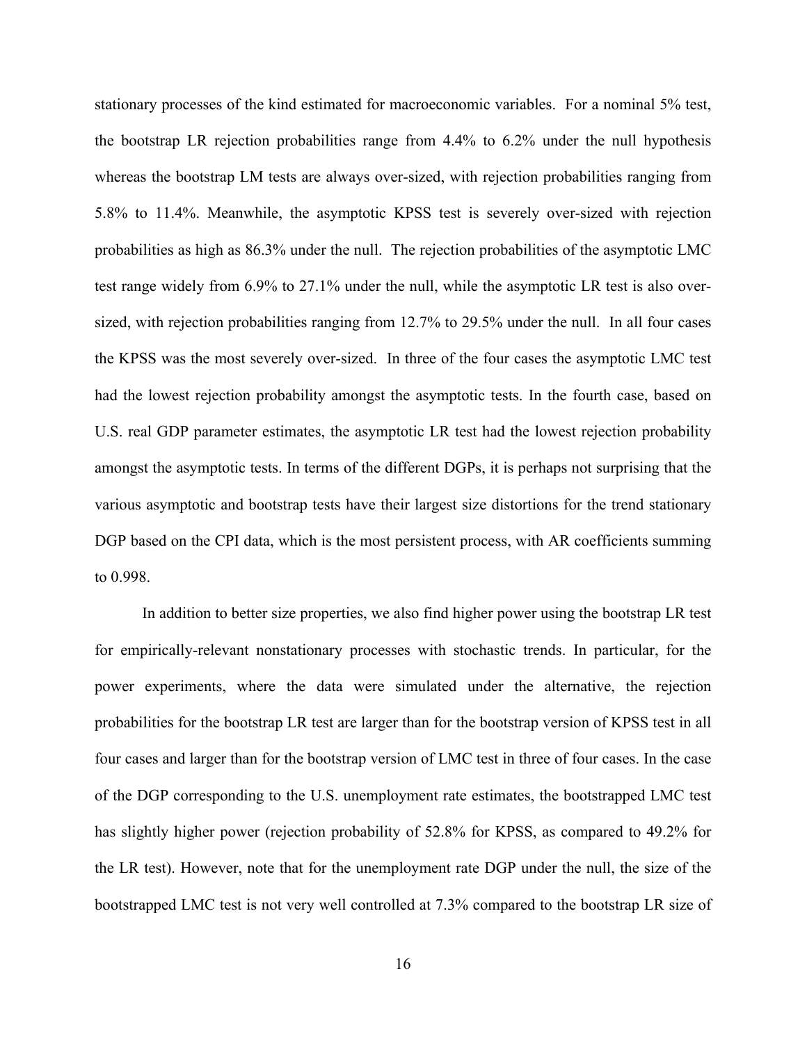stationary processes of the kind estimated for macroeconomic variables. For a nominal 5% test, the bootstrap LR rejection probabilities range from 4.4% to 6.2% under the null hypothesis whereas the bootstrap LM tests are always over-sized, with rejection probabilities ranging from 5.8% to 11.4%. Meanwhile, the asymptotic KPSS test is severely over-sized with rejection probabilities as high as 86.3% under the null. The rejection probabilities of the asymptotic LMC test range widely from 6.9% to 27.1% under the null, while the asymptotic LR test is also over-sized, with rejection probabilities ranging from 12.7% to 29.5% under the null. In all four cases the KPSS was the most severely over-sized. In three of the four cases the asymptotic LMC test had the lowest rejection probability amongst the asymptotic tests. In the fourth case, based on U.S. real GDP parameter estimates, the asymptotic LR test had the lowest rejection probability amongst the asymptotic tests. In terms of the different DGPs, it is perhaps not surprising that the various asymptotic and bootstrap tests have their largest size distortions for the trend stationary DGP based on the CPI data, which is the most persistent process, with AR coefficients summing to 0.998.

In addition to better size properties, we also find higher power using the bootstrap LR test for empirically-relevant nonstationary processes with stochastic trends. In particular, for the power experiments, where the data were simulated under the alternative, the rejection probabilities for the bootstrap LR test are larger than for the bootstrap version of KPSS test in all four cases and larger than for the bootstrap version of LMC test in three of four cases. In the case of the DGP corresponding to the U.S. unemployment rate estimates, the bootstrapped LMC test has slightly higher power (rejection probability of 52.8% for KPSS, as compared to 49.2% for the LR test). However, note that for the unemployment rate DGP under the null, the size of the bootstrapped LMC test is not very well controlled at 7.3% compared to the bootstrap LR size of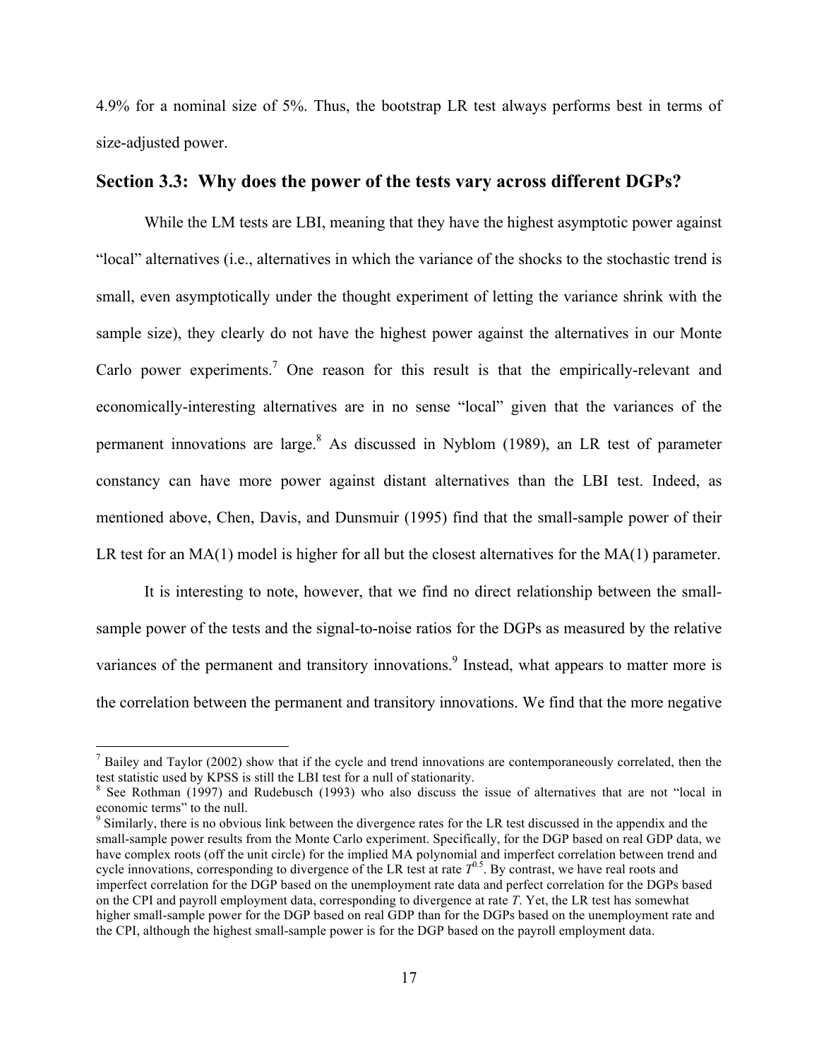4.9% for a nominal size of 5%. Thus, the bootstrap LR test always performs best in terms of size-adjusted power.

## Section 3.3: Why does the power of the tests vary across different DGPs?

While the LM tests are LBI, meaning that they have the highest asymptotic power against "local" alternatives (i.e., alternatives in which the variance of the shocks to the stochastic trend is small, even asymptotically under the thought experiment of letting the variance shrink with the sample size), they clearly do not have the highest power against the alternatives in our Monte Carlo power experiments.[7] One reason for this result is that the empirically-relevant and economically-interesting alternatives are in no sense "local" given that the variances of the permanent innovations are large.[8] As discussed in Nyblom (1989), an LR test of parameter constancy can have more power against distant alternatives than the LBI test. Indeed, as mentioned above, Chen, Davis, and Dunsmuir (1995) find that the small-sample power of their LR test for an MA(1) model is higher for all but the closest alternatives for the MA(1) parameter.

It is interesting to note, however, that we find no direct relationship between the small-sample power of the tests and the signal-to-noise ratios for the DGPs as measured by the relative variances of the permanent and transitory innovations.[9] Instead, what appears to matter more is the correlation between the permanent and transitory innovations. We find that the more negative

---

[7] Bailey and Taylor (2002) show that if the cycle and trend innovations are contemporaneously correlated, then the test statistic used by KPSS is still the LBI test for a null of stationarity.

[8] See Rothman (1997) and Rudebusch (1993) who also discuss the issue of alternatives that are not "local in economic terms" to the null.

[9] Similarly, there is no obvious link between the divergence rates for the LR test discussed in the appendix and the small-sample power results from the Monte Carlo experiment. Specifically, for the DGP based on real GDP data, we have complex roots (off the unit circle) for the implied MA polynomial and imperfect correlation between trend and cycle innovations, corresponding to divergence of the LR test at rate $T^{0.5}$. By contrast, we have real roots and imperfect correlation for the DGP based on the unemployment rate data and perfect correlation for the DGPs based on the CPI and payroll employment data, corresponding to divergence at rate $T$. Yet, the LR test has somewhat higher small-sample power for the DGP based on real GDP than for the DGPs based on the unemployment rate and the CPI, although the highest small-sample power is for the DGP based on the payroll employment data.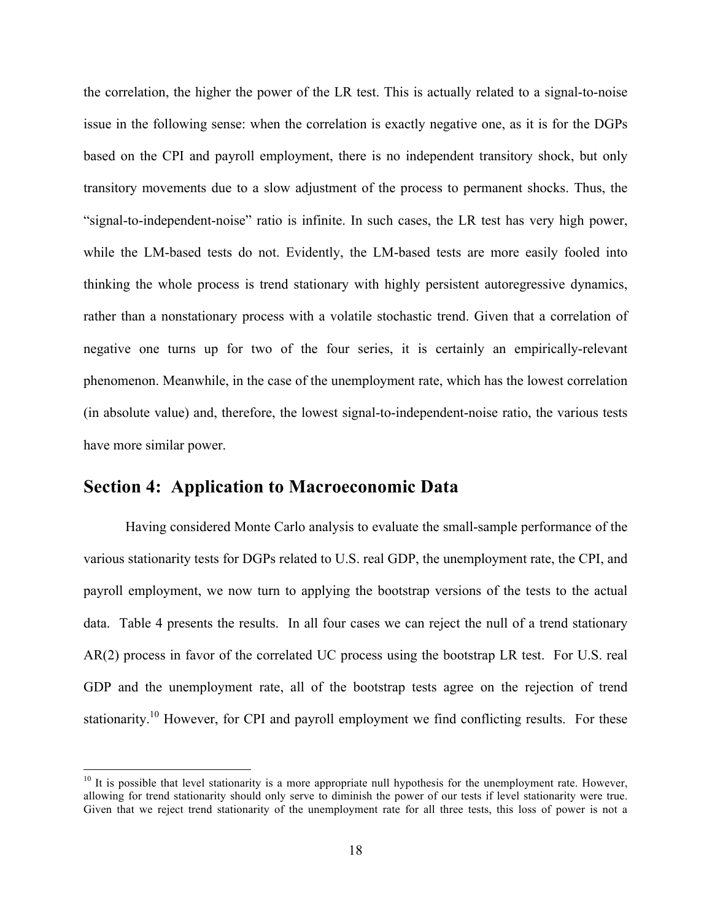the correlation, the higher the power of the LR test. This is actually related to a signal-to-noise issue in the following sense: when the correlation is exactly negative one, as it is for the DGPs based on the CPI and payroll employment, there is no independent transitory shock, but only transitory movements due to a slow adjustment of the process to permanent shocks. Thus, the "signal-to-independent-noise" ratio is infinite. In such cases, the LR test has very high power, while the LM-based tests do not. Evidently, the LM-based tests are more easily fooled into thinking the whole process is trend stationary with highly persistent autoregressive dynamics, rather than a nonstationary process with a volatile stochastic trend. Given that a correlation of negative one turns up for two of the four series, it is certainly an empirically-relevant phenomenon. Meanwhile, in the case of the unemployment rate, which has the lowest correlation (in absolute value) and, therefore, the lowest signal-to-independent-noise ratio, the various tests have more similar power.

## Section 4: Application to Macroeconomic Data

Having considered Monte Carlo analysis to evaluate the small-sample performance of the various stationarity tests for DGPs related to U.S. real GDP, the unemployment rate, the CPI, and payroll employment, we now turn to applying the bootstrap versions of the tests to the actual data. Table 4 presents the results. In all four cases we can reject the null of a trend stationary AR(2) process in favor of the correlated UC process using the bootstrap LR test. For U.S. real GDP and the unemployment rate, all of the bootstrap tests agree on the rejection of trend stationarity.[10] However, for CPI and payroll employment we find conflicting results. For these

[10] It is possible that level stationarity is a more appropriate null hypothesis for the unemployment rate. However, allowing for trend stationarity should only serve to diminish the power of our tests if level stationarity were true. Given that we reject trend stationarity of the unemployment rate for all three tests, this loss of power is not a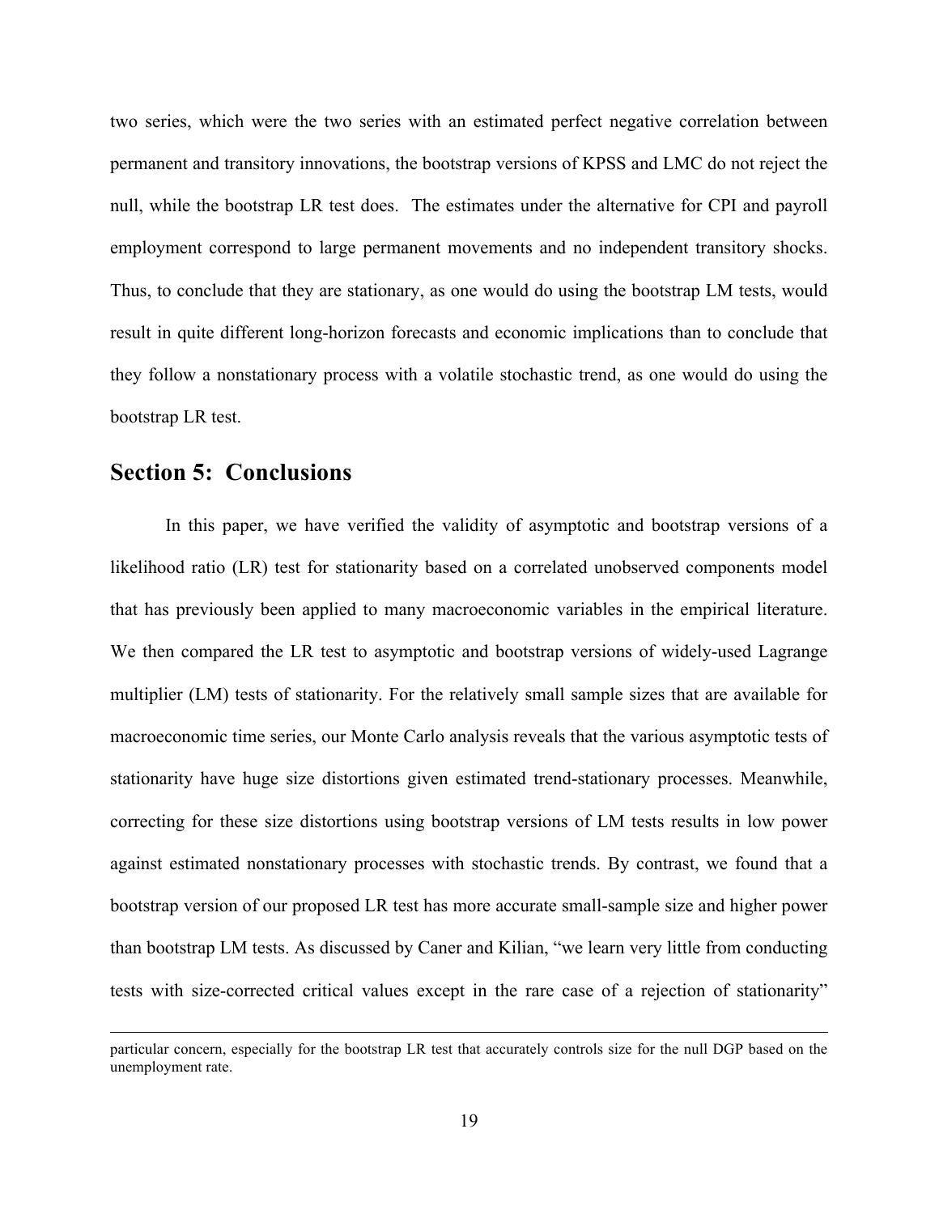two series, which were the two series with an estimated perfect negative correlation between permanent and transitory innovations, the bootstrap versions of KPSS and LMC do not reject the null, while the bootstrap LR test does. The estimates under the alternative for CPI and payroll employment correspond to large permanent movements and no independent transitory shocks. Thus, to conclude that they are stationary, as one would do using the bootstrap LM tests, would result in quite different long-horizon forecasts and economic implications than to conclude that they follow a nonstationary process with a volatile stochastic trend, as one would do using the bootstrap LR test.

## Section 5: Conclusions

In this paper, we have verified the validity of asymptotic and bootstrap versions of a likelihood ratio (LR) test for stationarity based on a correlated unobserved components model that has previously been applied to many macroeconomic variables in the empirical literature. We then compared the LR test to asymptotic and bootstrap versions of widely-used Lagrange multiplier (LM) tests of stationarity. For the relatively small sample sizes that are available for macroeconomic time series, our Monte Carlo analysis reveals that the various asymptotic tests of stationarity have huge size distortions given estimated trend-stationary processes. Meanwhile, correcting for these size distortions using bootstrap versions of LM tests results in low power against estimated nonstationary processes with stochastic trends. By contrast, we found that a bootstrap version of our proposed LR test has more accurate small-sample size and higher power than bootstrap LM tests. As discussed by Caner and Kilian, "we learn very little from conducting tests with size-corrected critical values except in the rare case of a rejection of stationarity"

particular concern, especially for the bootstrap LR test that accurately controls size for the null DGP based on the unemployment rate.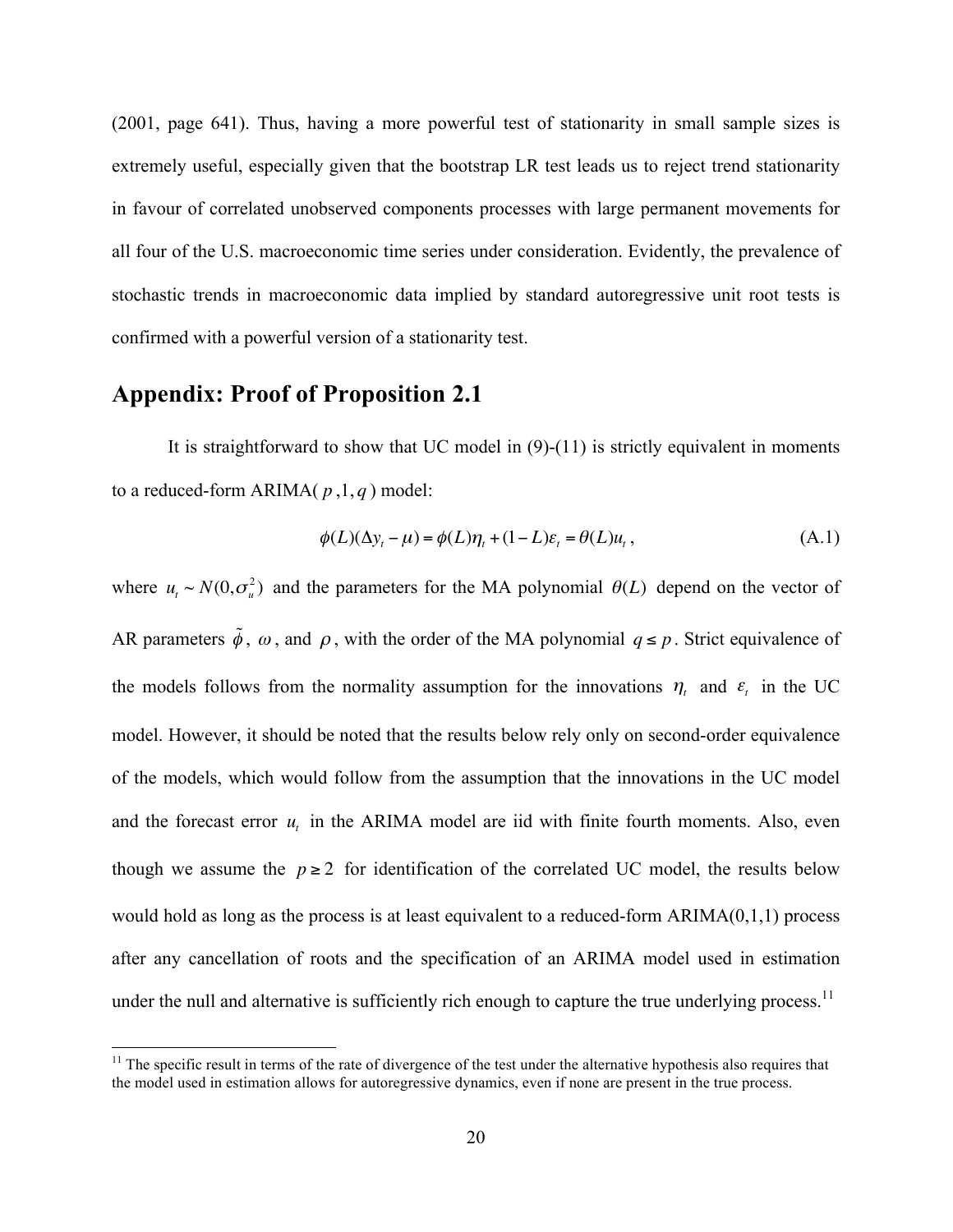(2001, page 641). Thus, having a more powerful test of stationarity in small sample sizes is extremely useful, especially given that the bootstrap LR test leads us to reject trend stationarity in favour of correlated unobserved components processes with large permanent movements for all four of the U.S. macroeconomic time series under consideration. Evidently, the prevalence of stochastic trends in macroeconomic data implied by standard autoregressive unit root tests is confirmed with a powerful version of a stationarity test.

## Appendix: Proof of Proposition 2.1

It is straightforward to show that UC model in (9)-(11) is strictly equivalent in moments to a reduced-form ARIMA( $p$ ,1, $q$ ) model:

$$\phi(L)(\Delta y_t - \mu) = \phi(L)\eta_t + (1-L)\varepsilon_t = \theta(L)u_t \,, \tag{A.1}$$

where $u_t \sim N(0,\sigma_u^2)$ and the parameters for the MA polynomial $\theta(L)$ depend on the vector of AR parameters $\tilde{\phi}$, $\omega$, and $\rho$, with the order of the MA polynomial $q \leq p$. Strict equivalence of the models follows from the normality assumption for the innovations $\eta_t$ and $\varepsilon_t$ in the UC model. However, it should be noted that the results below rely only on second-order equivalence of the models, which would follow from the assumption that the innovations in the UC model and the forecast error $u_t$ in the ARIMA model are iid with finite fourth moments. Also, even though we assume the $p \geq 2$ for identification of the correlated UC model, the results below would hold as long as the process is at least equivalent to a reduced-form ARIMA(0,1,1) process after any cancellation of roots and the specification of an ARIMA model used in estimation under the null and alternative is sufficiently rich enough to capture the true underlying process.[11]

[11] The specific result in terms of the rate of divergence of the test under the alternative hypothesis also requires that the model used in estimation allows for autoregressive dynamics, even if none are present in the true process.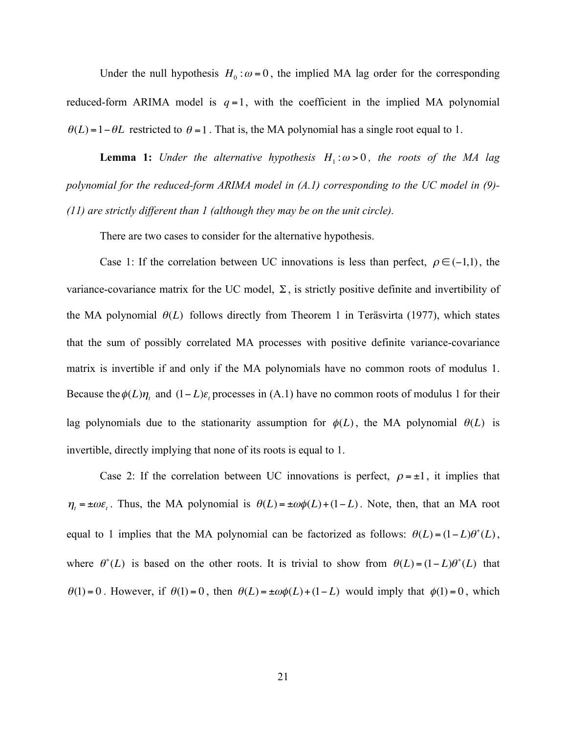Under the null hypothesis $H_0 : \omega = 0$, the implied MA lag order for the corresponding reduced-form ARIMA model is $q = 1$, with the coefficient in the implied MA polynomial $\theta(L) = 1 - \theta L$ restricted to $\theta = 1$. That is, the MA polynomial has a single root equal to 1.

**Lemma 1:** *Under the alternative hypothesis $H_1 : \omega > 0$, the roots of the MA lag polynomial for the reduced-form ARIMA model in (A.1) corresponding to the UC model in (9)-(11) are strictly different than 1 (although they may be on the unit circle).*

There are two cases to consider for the alternative hypothesis.

Case 1: If the correlation between UC innovations is less than perfect, $\rho \in (-1,1)$, the variance-covariance matrix for the UC model, $\Sigma$, is strictly positive definite and invertibility of the MA polynomial $\theta(L)$ follows directly from Theorem 1 in Teräsvirta (1977), which states that the sum of possibly correlated MA processes with positive definite variance-covariance matrix is invertible if and only if the MA polynomials have no common roots of modulus 1. Because the $\phi(L)\eta_t$ and $(1-L)\varepsilon_t$ processes in (A.1) have no common roots of modulus 1 for their lag polynomials due to the stationarity assumption for $\phi(L)$, the MA polynomial $\theta(L)$ is invertible, directly implying that none of its roots is equal to 1.

Case 2: If the correlation between UC innovations is perfect, $\rho = \pm 1$, it implies that $\eta_t = \pm \omega \varepsilon_t$. Thus, the MA polynomial is $\theta(L) = \pm \omega \phi(L) + (1-L)$. Note, then, that an MA root equal to 1 implies that the MA polynomial can be factorized as follows: $\theta(L) = (1-L)\theta^*(L)$, where $\theta^*(L)$ is based on the other roots. It is trivial to show from $\theta(L) = (1-L)\theta^*(L)$ that $\theta(1) = 0$. However, if $\theta(1) = 0$, then $\theta(L) = \pm \omega \phi(L) + (1-L)$ would imply that $\phi(1) = 0$, which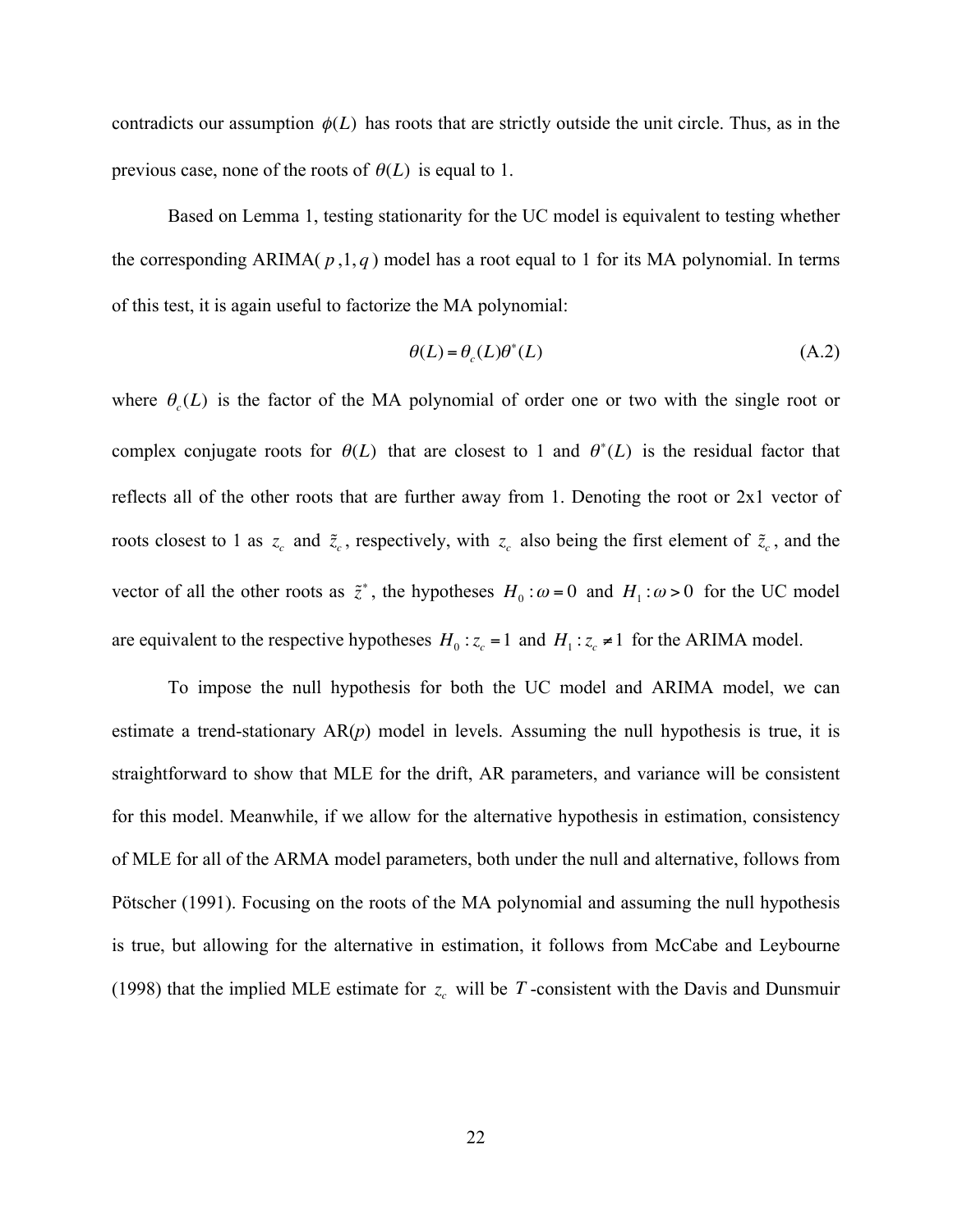contradicts our assumption $\phi(L)$ has roots that are strictly outside the unit circle. Thus, as in the previous case, none of the roots of $\theta(L)$ is equal to 1.

Based on Lemma 1, testing stationarity for the UC model is equivalent to testing whether the corresponding ARIMA( $p$ ,1, $q$ ) model has a root equal to 1 for its MA polynomial. In terms of this test, it is again useful to factorize the MA polynomial:

$$\theta(L) = \theta_c(L)\theta^*(L) \tag{A.2}$$

where $\theta_c(L)$ is the factor of the MA polynomial of order one or two with the single root or complex conjugate roots for $\theta(L)$ that are closest to 1 and $\theta^*(L)$ is the residual factor that reflects all of the other roots that are further away from 1. Denoting the root or 2x1 vector of roots closest to 1 as $z_c$ and $\tilde{z}_c$, respectively, with $z_c$ also being the first element of $\tilde{z}_c$, and the vector of all the other roots as $\tilde{z}^*$, the hypotheses $H_0 : \omega = 0$ and $H_1 : \omega > 0$ for the UC model are equivalent to the respective hypotheses $H_0 : z_c = 1$ and $H_1 : z_c \neq 1$ for the ARIMA model.

To impose the null hypothesis for both the UC model and ARIMA model, we can estimate a trend-stationary AR($p$) model in levels. Assuming the null hypothesis is true, it is straightforward to show that MLE for the drift, AR parameters, and variance will be consistent for this model. Meanwhile, if we allow for the alternative hypothesis in estimation, consistency of MLE for all of the ARMA model parameters, both under the null and alternative, follows from Pötscher (1991). Focusing on the roots of the MA polynomial and assuming the null hypothesis is true, but allowing for the alternative in estimation, it follows from McCabe and Leybourne (1998) that the implied MLE estimate for $z_c$ will be $T$-consistent with the Davis and Dunsmuir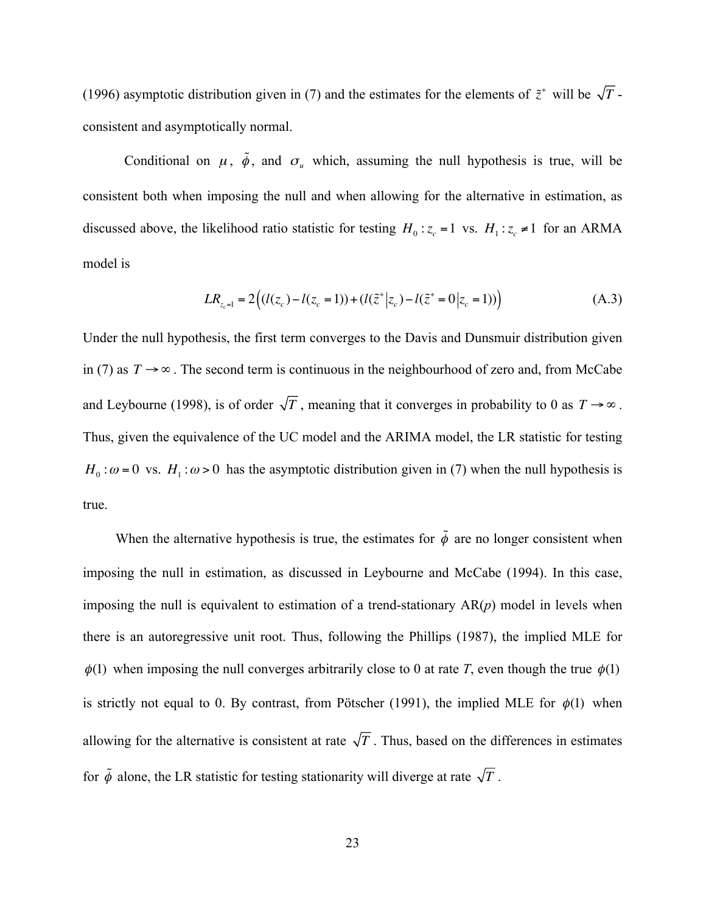(1996) asymptotic distribution given in (7) and the estimates for the elements of $\tilde{z}^*$ will be $\sqrt{T}$-consistent and asymptotically normal.

Conditional on $\mu$, $\tilde{\phi}$, and $\sigma_u$ which, assuming the null hypothesis is true, will be consistent both when imposing the null and when allowing for the alternative in estimation, as discussed above, the likelihood ratio statistic for testing $H_0 : z_c = 1$ vs. $H_1 : z_c \neq 1$ for an ARMA model is

$$LR_{z_c=1} = 2\Big((l(z_c) - l(z_c = 1)) + (l(\tilde{z}^* | z_c) - l(\tilde{z}^* = 0 | z_c = 1))\Big) \tag{A.3}$$

Under the null hypothesis, the first term converges to the Davis and Dunsmuir distribution given in (7) as $T \to \infty$. The second term is continuous in the neighbourhood of zero and, from McCabe and Leybourne (1998), is of order $\sqrt{T}$, meaning that it converges in probability to 0 as $T \to \infty$. Thus, given the equivalence of the UC model and the ARIMA model, the LR statistic for testing $H_0 : \omega = 0$ vs. $H_1 : \omega > 0$ has the asymptotic distribution given in (7) when the null hypothesis is true.

When the alternative hypothesis is true, the estimates for $\tilde{\phi}$ are no longer consistent when imposing the null in estimation, as discussed in Leybourne and McCabe (1994). In this case, imposing the null is equivalent to estimation of a trend-stationary AR($p$) model in levels when there is an autoregressive unit root. Thus, following the Phillips (1987), the implied MLE for $\phi(1)$ when imposing the null converges arbitrarily close to 0 at rate $T$, even though the true $\phi(1)$ is strictly not equal to 0. By contrast, from Pötscher (1991), the implied MLE for $\phi(1)$ when allowing for the alternative is consistent at rate $\sqrt{T}$. Thus, based on the differences in estimates for $\tilde{\phi}$ alone, the LR statistic for testing stationarity will diverge at rate $\sqrt{T}$.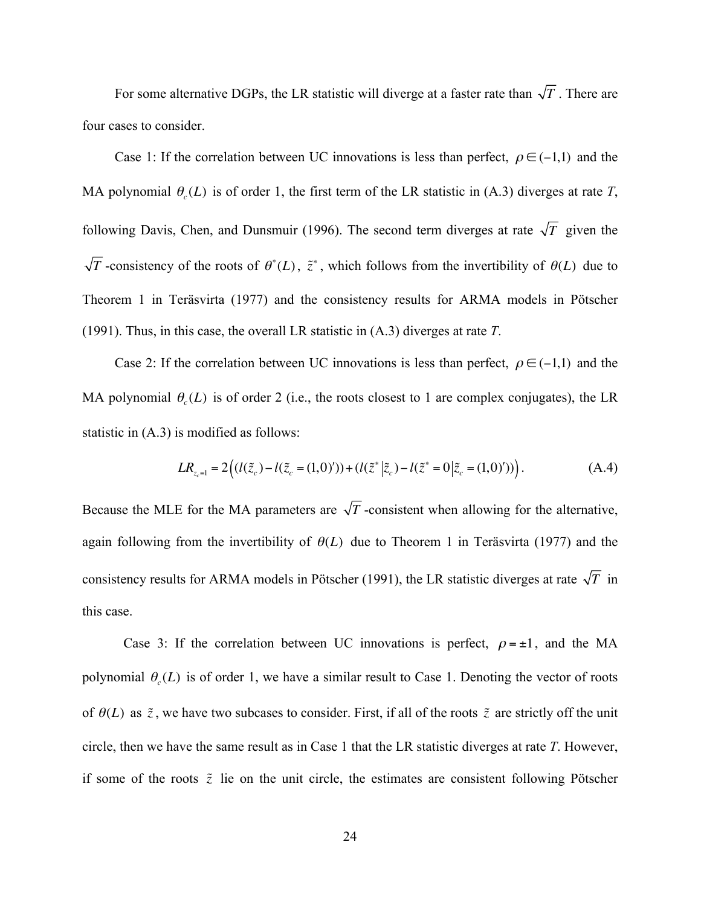For some alternative DGPs, the LR statistic will diverge at a faster rate than $\sqrt{T}$. There are four cases to consider.

Case 1: If the correlation between UC innovations is less than perfect, $\rho \in (-1,1)$ and the MA polynomial $\theta_c(L)$ is of order 1, the first term of the LR statistic in (A.3) diverges at rate $T$, following Davis, Chen, and Dunsmuir (1996). The second term diverges at rate $\sqrt{T}$ given the $\sqrt{T}$-consistency of the roots of $\theta^*(L)$, $\tilde{z}^*$, which follows from the invertibility of $\theta(L)$ due to Theorem 1 in Teräsvirta (1977) and the consistency results for ARMA models in Pötscher (1991). Thus, in this case, the overall LR statistic in (A.3) diverges at rate $T$.

Case 2: If the correlation between UC innovations is less than perfect, $\rho \in (-1,1)$ and the MA polynomial $\theta_c(L)$ is of order 2 (i.e., the roots closest to 1 are complex conjugates), the LR statistic in (A.3) is modified as follows:

$$LR_{z_c=1} = 2\left( (l(\tilde{z}_c) - l(\tilde{z}_c = (1,0)')) + (l(\tilde{z}^* | \tilde{z}_c) - l(\tilde{z}^* = 0 | \tilde{z}_c = (1,0)')) \right). \tag{A.4}$$

Because the MLE for the MA parameters are $\sqrt{T}$-consistent when allowing for the alternative, again following from the invertibility of $\theta(L)$ due to Theorem 1 in Teräsvirta (1977) and the consistency results for ARMA models in Pötscher (1991), the LR statistic diverges at rate $\sqrt{T}$ in this case.

Case 3: If the correlation between UC innovations is perfect, $\rho = \pm 1$, and the MA polynomial $\theta_c(L)$ is of order 1, we have a similar result to Case 1. Denoting the vector of roots of $\theta(L)$ as $\tilde{z}$, we have two subcases to consider. First, if all of the roots $\tilde{z}$ are strictly off the unit circle, then we have the same result as in Case 1 that the LR statistic diverges at rate $T$. However, if some of the roots $\tilde{z}$ lie on the unit circle, the estimates are consistent following Pötscher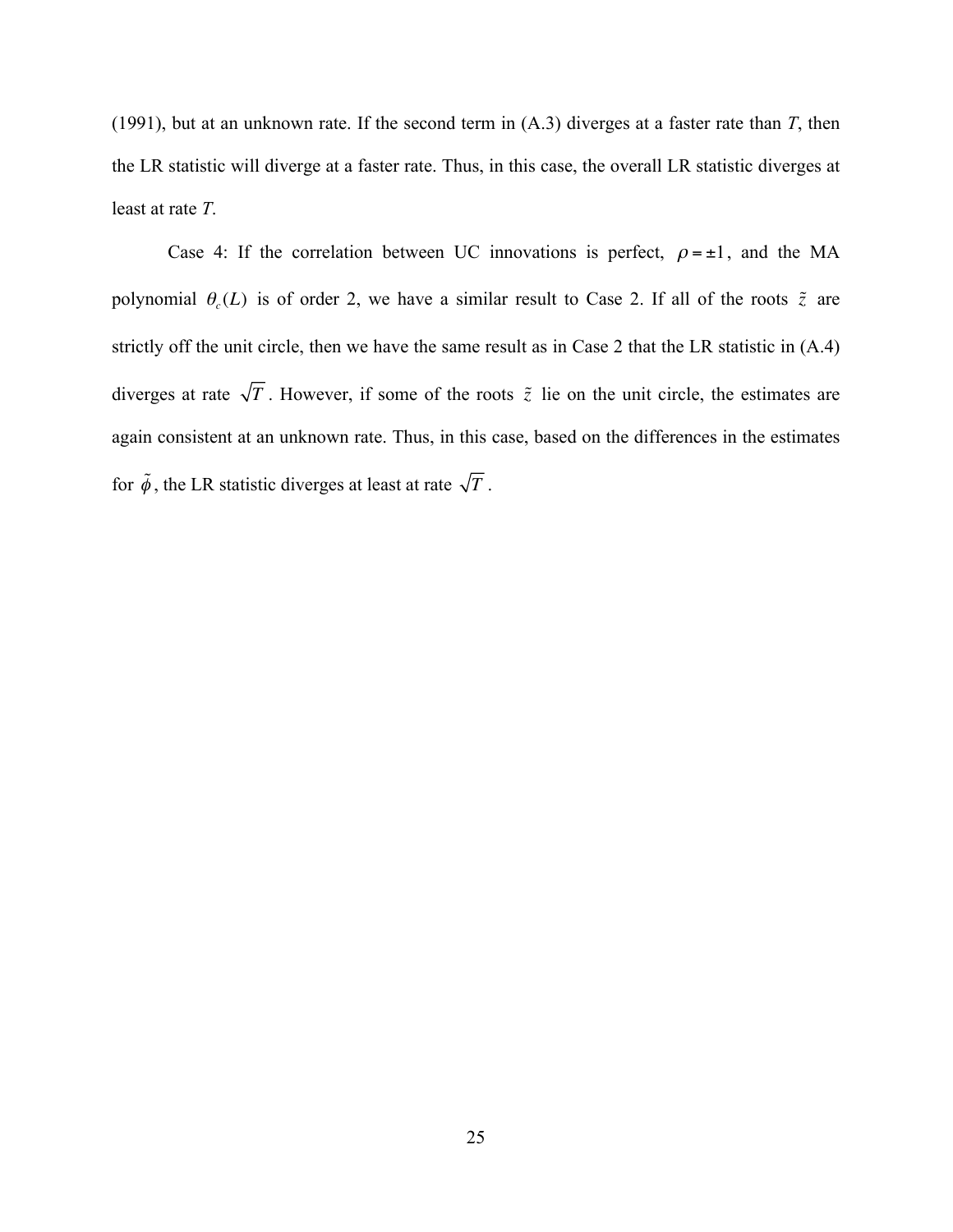(1991), but at an unknown rate. If the second term in (A.3) diverges at a faster rate than *T*, then the LR statistic will diverge at a faster rate. Thus, in this case, the overall LR statistic diverges at least at rate *T*.

Case 4: If the correlation between UC innovations is perfect, $\rho = \pm 1$, and the MA polynomial $\theta_c(L)$ is of order 2, we have a similar result to Case 2. If all of the roots $\tilde{z}$ are strictly off the unit circle, then we have the same result as in Case 2 that the LR statistic in (A.4) diverges at rate $\sqrt{T}$. However, if some of the roots $\tilde{z}$ lie on the unit circle, the estimates are again consistent at an unknown rate. Thus, in this case, based on the differences in the estimates for $\tilde{\phi}$, the LR statistic diverges at least at rate $\sqrt{T}$.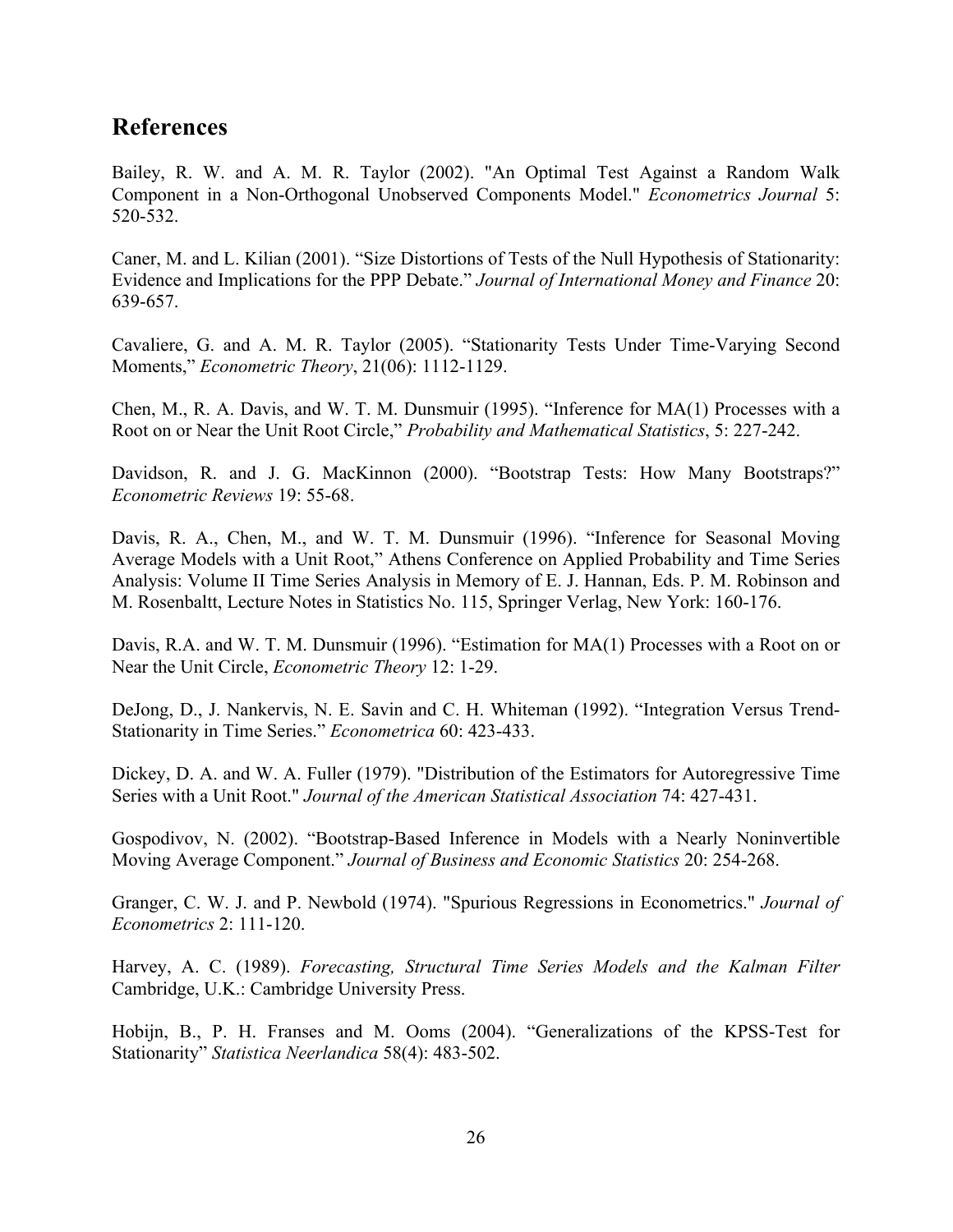## References

Bailey, R. W. and A. M. R. Taylor (2002). "An Optimal Test Against a Random Walk Component in a Non-Orthogonal Unobserved Components Model." *Econometrics Journal* 5: 520-532.

Caner, M. and L. Kilian (2001). "Size Distortions of Tests of the Null Hypothesis of Stationarity: Evidence and Implications for the PPP Debate." *Journal of International Money and Finance* 20: 639-657.

Cavaliere, G. and A. M. R. Taylor (2005). "Stationarity Tests Under Time-Varying Second Moments," *Econometric Theory*, 21(06): 1112-1129.

Chen, M., R. A. Davis, and W. T. M. Dunsmuir (1995). "Inference for MA(1) Processes with a Root on or Near the Unit Root Circle," *Probability and Mathematical Statistics*, 5: 227-242.

Davidson, R. and J. G. MacKinnon (2000). "Bootstrap Tests: How Many Bootstraps?" *Econometric Reviews* 19: 55-68.

Davis, R. A., Chen, M., and W. T. M. Dunsmuir (1996). "Inference for Seasonal Moving Average Models with a Unit Root," Athens Conference on Applied Probability and Time Series Analysis: Volume II Time Series Analysis in Memory of E. J. Hannan, Eds. P. M. Robinson and M. Rosenbaltt, Lecture Notes in Statistics No. 115, Springer Verlag, New York: 160-176.

Davis, R.A. and W. T. M. Dunsmuir (1996). "Estimation for MA(1) Processes with a Root on or Near the Unit Circle, *Econometric Theory* 12: 1-29.

DeJong, D., J. Nankervis, N. E. Savin and C. H. Whiteman (1992). "Integration Versus Trend-Stationarity in Time Series." *Econometrica* 60: 423-433.

Dickey, D. A. and W. A. Fuller (1979). "Distribution of the Estimators for Autoregressive Time Series with a Unit Root." *Journal of the American Statistical Association* 74: 427-431.

Gospodivov, N. (2002). "Bootstrap-Based Inference in Models with a Nearly Noninvertible Moving Average Component." *Journal of Business and Economic Statistics* 20: 254-268.

Granger, C. W. J. and P. Newbold (1974). "Spurious Regressions in Econometrics." *Journal of Econometrics* 2: 111-120.

Harvey, A. C. (1989). *Forecasting, Structural Time Series Models and the Kalman Filter* Cambridge, U.K.: Cambridge University Press.

Hobijn, B., P. H. Franses and M. Ooms (2004). "Generalizations of the KPSS-Test for Stationarity" *Statistica Neerlandica* 58(4): 483-502.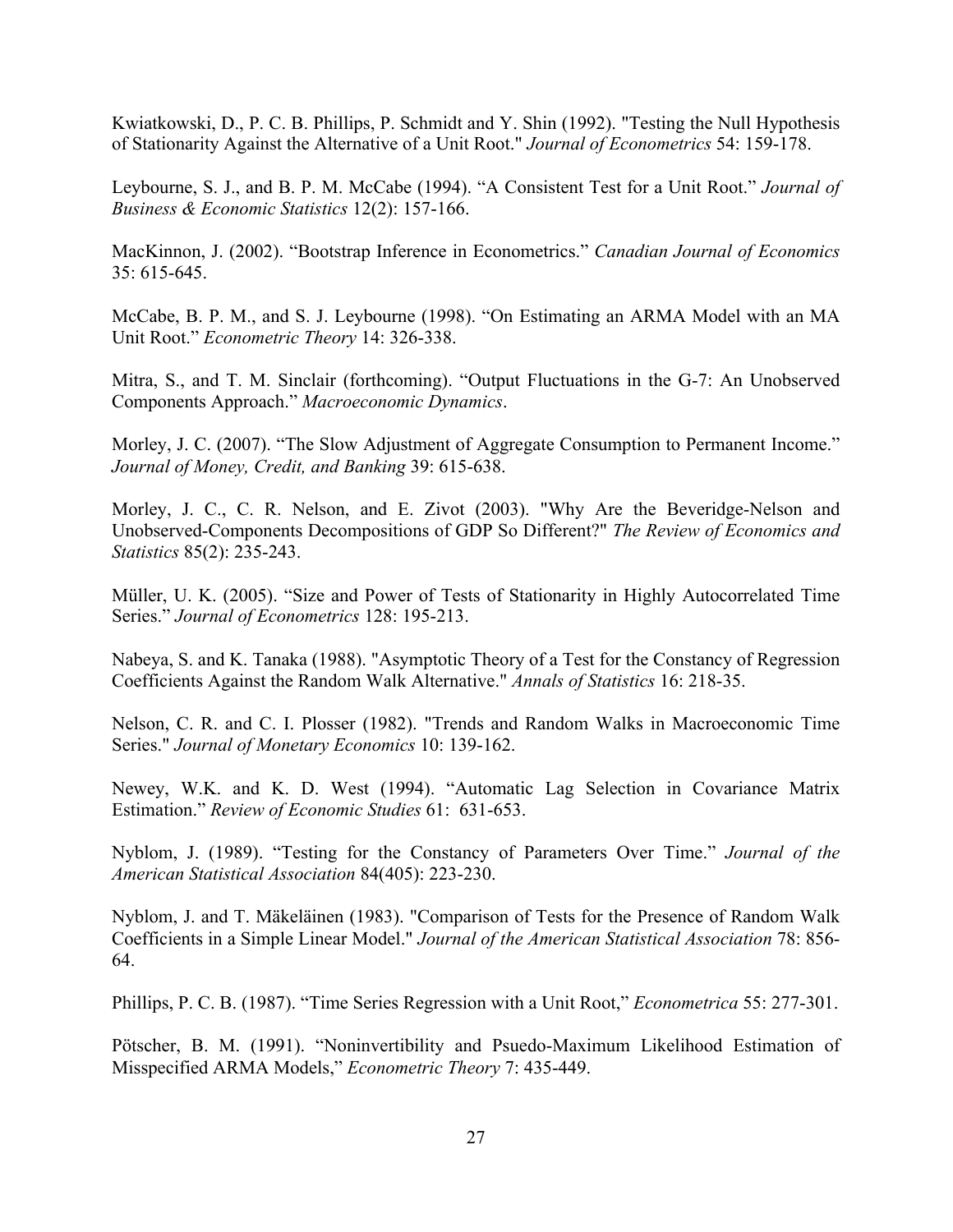Kwiatkowski, D., P. C. B. Phillips, P. Schmidt and Y. Shin (1992). "Testing the Null Hypothesis of Stationarity Against the Alternative of a Unit Root." *Journal of Econometrics* 54: 159-178.

Leybourne, S. J., and B. P. M. McCabe (1994). "A Consistent Test for a Unit Root." *Journal of Business & Economic Statistics* 12(2): 157-166.

MacKinnon, J. (2002). "Bootstrap Inference in Econometrics." *Canadian Journal of Economics* 35: 615-645.

McCabe, B. P. M., and S. J. Leybourne (1998). "On Estimating an ARMA Model with an MA Unit Root." *Econometric Theory* 14: 326-338.

Mitra, S., and T. M. Sinclair (forthcoming). "Output Fluctuations in the G-7: An Unobserved Components Approach." *Macroeconomic Dynamics*.

Morley, J. C. (2007). "The Slow Adjustment of Aggregate Consumption to Permanent Income." *Journal of Money, Credit, and Banking* 39: 615-638.

Morley, J. C., C. R. Nelson, and E. Zivot (2003). "Why Are the Beveridge-Nelson and Unobserved-Components Decompositions of GDP So Different?" *The Review of Economics and Statistics* 85(2): 235-243.

Müller, U. K. (2005). "Size and Power of Tests of Stationarity in Highly Autocorrelated Time Series." *Journal of Econometrics* 128: 195-213.

Nabeya, S. and K. Tanaka (1988). "Asymptotic Theory of a Test for the Constancy of Regression Coefficients Against the Random Walk Alternative." *Annals of Statistics* 16: 218-35.

Nelson, C. R. and C. I. Plosser (1982). "Trends and Random Walks in Macroeconomic Time Series." *Journal of Monetary Economics* 10: 139-162.

Newey, W.K. and K. D. West (1994). "Automatic Lag Selection in Covariance Matrix Estimation." *Review of Economic Studies* 61: 631-653.

Nyblom, J. (1989). "Testing for the Constancy of Parameters Over Time." *Journal of the American Statistical Association* 84(405): 223-230.

Nyblom, J. and T. Mäkeläinen (1983). "Comparison of Tests for the Presence of Random Walk Coefficients in a Simple Linear Model." *Journal of the American Statistical Association* 78: 856-64.

Phillips, P. C. B. (1987). "Time Series Regression with a Unit Root," *Econometrica* 55: 277-301.

Pötscher, B. M. (1991). "Noninvertibility and Psuedo-Maximum Likelihood Estimation of Misspecified ARMA Models," *Econometric Theory* 7: 435-449.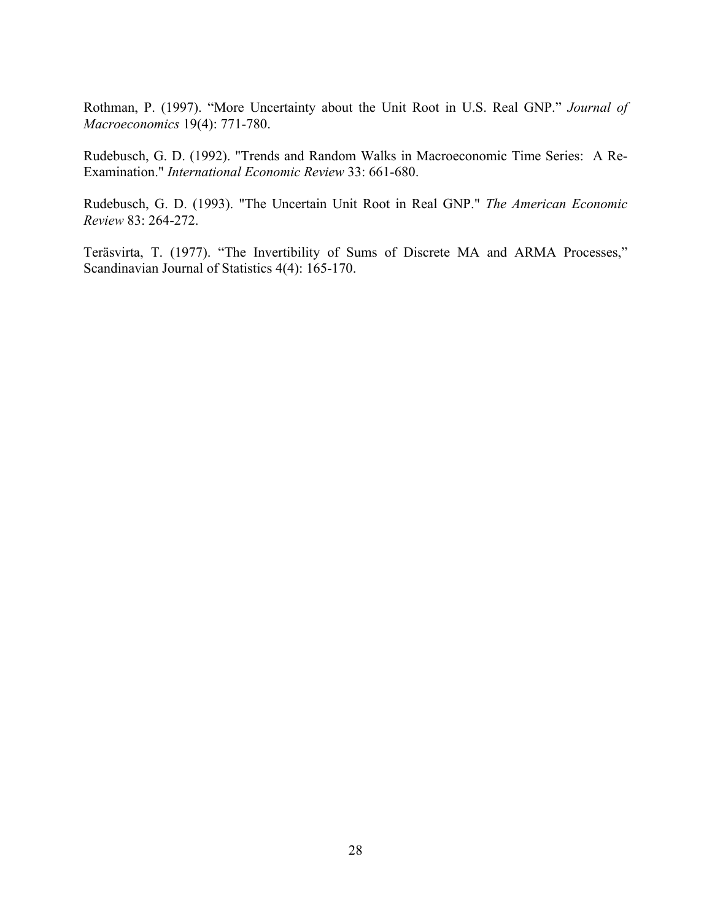Rothman, P. (1997). “More Uncertainty about the Unit Root in U.S. Real GNP.” *Journal of Macroeconomics* 19(4): 771-780.

Rudebusch, G. D. (1992). "Trends and Random Walks in Macroeconomic Time Series: A Re-Examination." *International Economic Review* 33: 661-680.

Rudebusch, G. D. (1993). "The Uncertain Unit Root in Real GNP." *The American Economic Review* 83: 264-272.

Teräsvirta, T. (1977). “The Invertibility of Sums of Discrete MA and ARMA Processes,” Scandinavian Journal of Statistics 4(4): 165-170.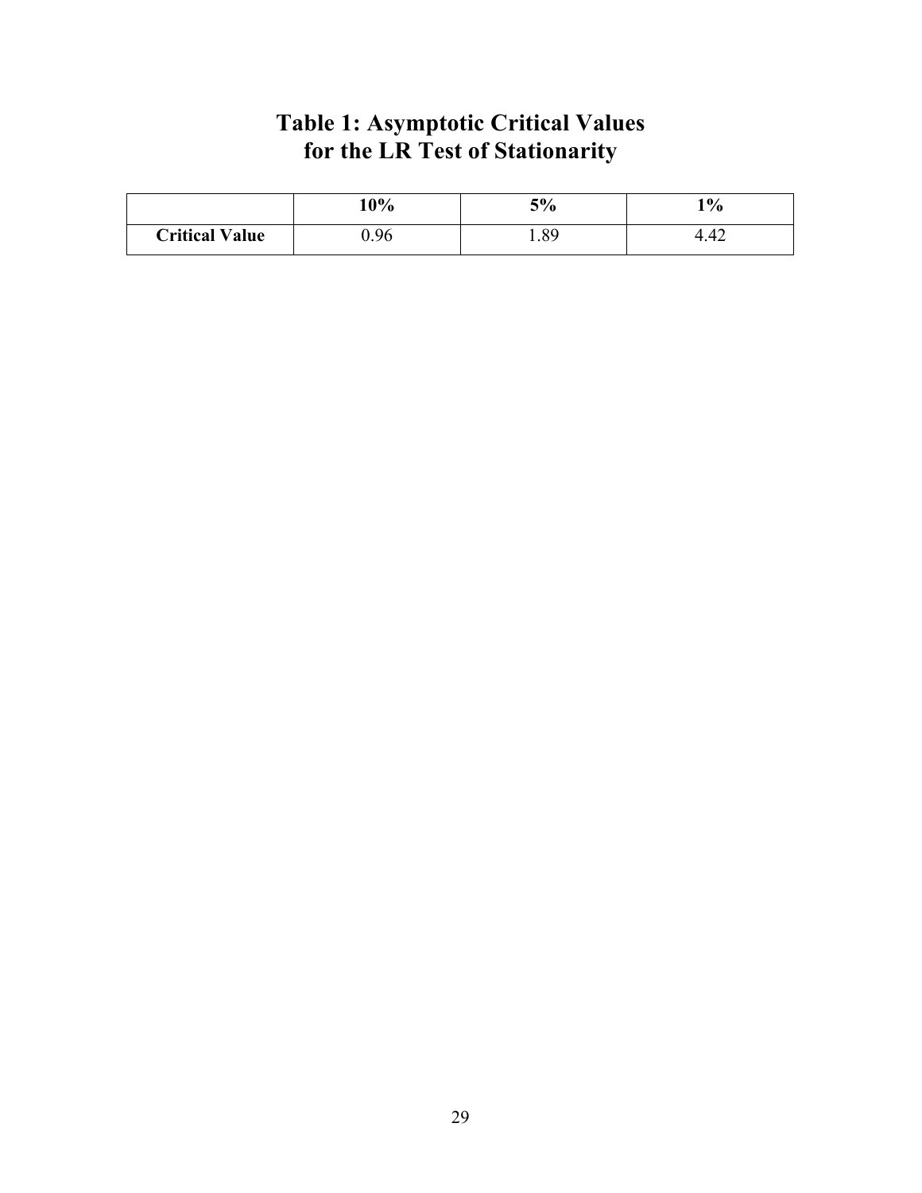# Table 1: Asymptotic Critical Values for the LR Test of Stationarity

| | 10% | 5% | 1% |
|---|---|---|---|
| **Critical Value** | 0.96 | 1.89 | 4.42 |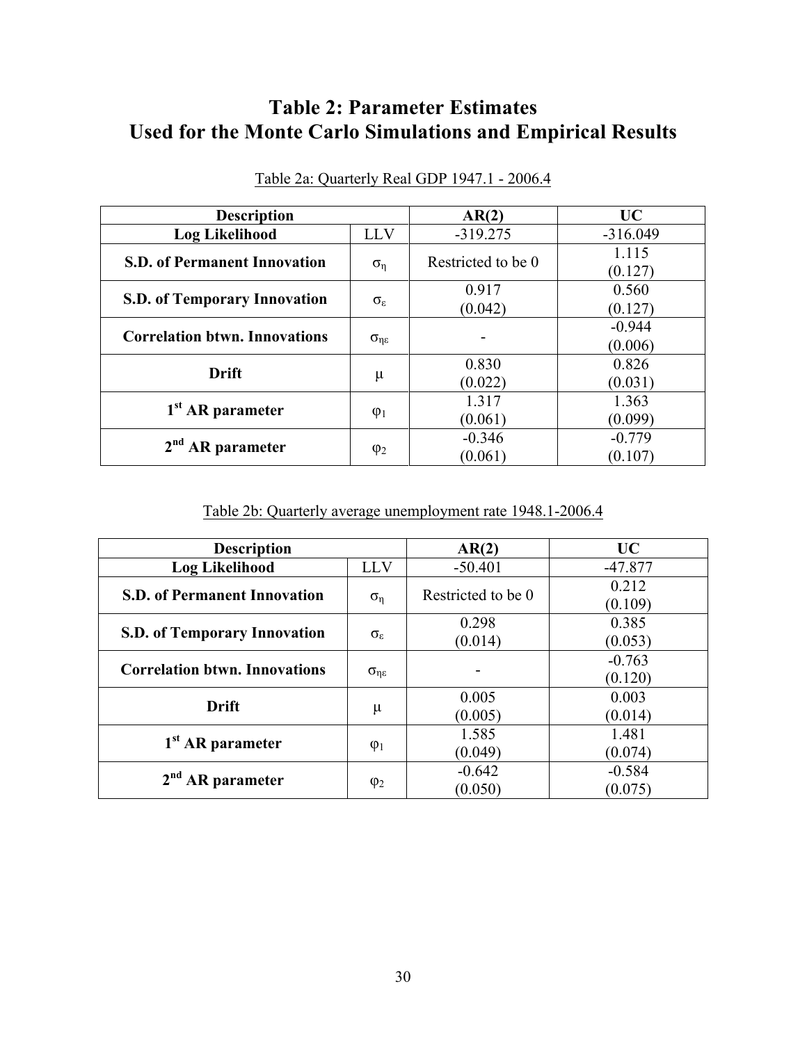# Table 2: Parameter Estimates Used for the Monte Carlo Simulations and Empirical Results

Table 2a: Quarterly Real GDP 1947.1 - 2006.4

| Description | | AR(2) | UC |
|---|---|---|---|
| **Log Likelihood** | LLV | -319.275 | -316.049 |
| **S.D. of Permanent Innovation** | $\sigma_\eta$ | Restricted to be 0 | 1.115 (0.127) |
| **S.D. of Temporary Innovation** | $\sigma_\varepsilon$ | 0.917 (0.042) | 0.560 (0.127) |
| **Correlation btwn. Innovations** | $\sigma_{\eta\varepsilon}$ | - | -0.944 (0.006) |
| **Drift** | $\mu$ | 0.830 (0.022) | 0.826 (0.031) |
| **1st AR parameter** | $\varphi_1$ | 1.317 (0.061) | 1.363 (0.099) |
| **2nd AR parameter** | $\varphi_2$ | -0.346 (0.061) | -0.779 (0.107) |

Table 2b: Quarterly average unemployment rate 1948.1-2006.4

| Description | | AR(2) | UC |
|---|---|---|---|
| **Log Likelihood** | LLV | -50.401 | -47.877 |
| **S.D. of Permanent Innovation** | $\sigma_\eta$ | Restricted to be 0 | 0.212 (0.109) |
| **S.D. of Temporary Innovation** | $\sigma_\varepsilon$ | 0.298 (0.014) | 0.385 (0.053) |
| **Correlation btwn. Innovations** | $\sigma_{\eta\varepsilon}$ | - | -0.763 (0.120) |
| **Drift** | $\mu$ | 0.005 (0.005) | 0.003 (0.014) |
| **1st AR parameter** | $\varphi_1$ | 1.585 (0.049) | 1.481 (0.074) |
| **2nd AR parameter** | $\varphi_2$ | -0.642 (0.050) | -0.584 (0.075) |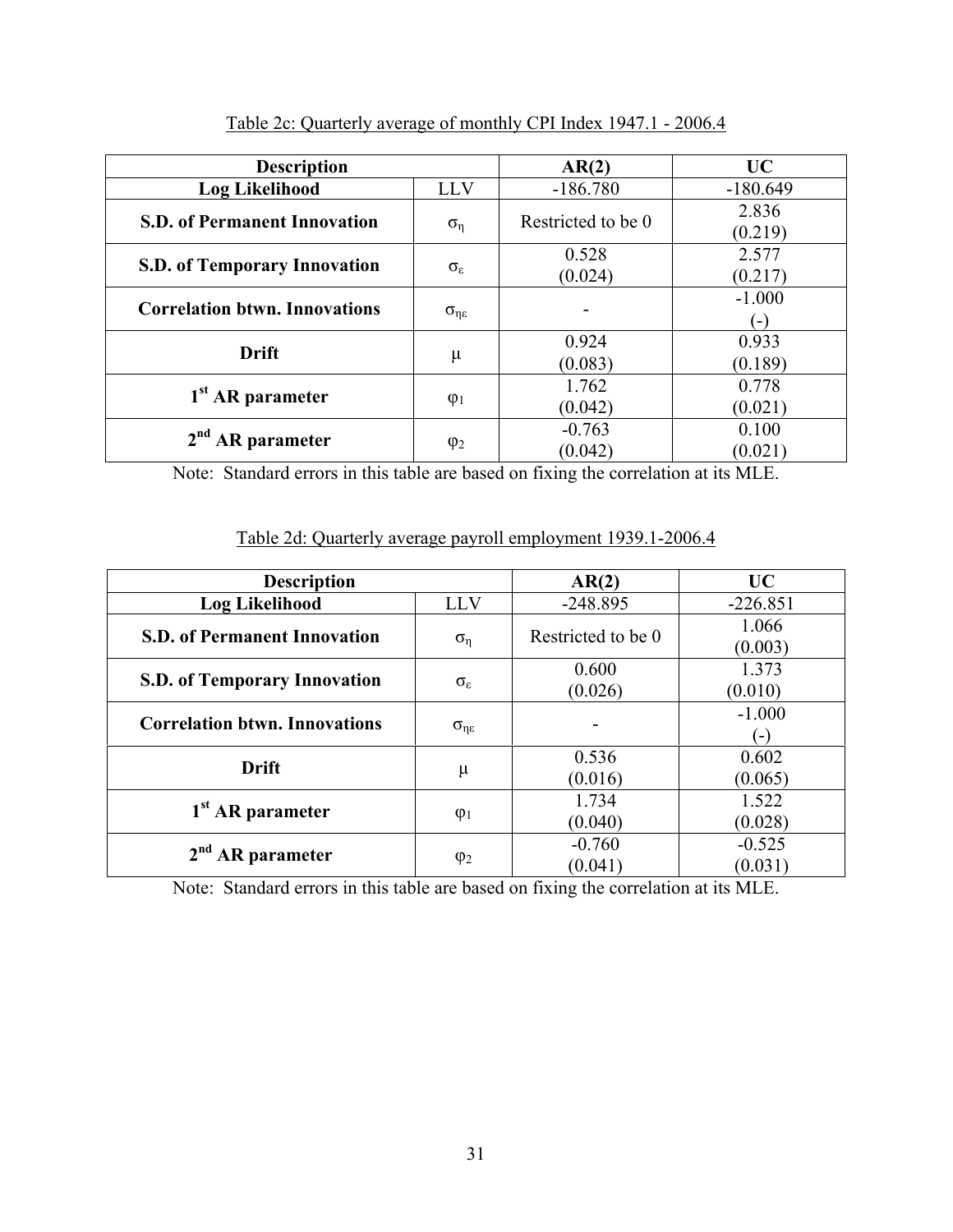Table 2c: Quarterly average of monthly CPI Index 1947.1 - 2006.4

| Description | | AR(2) | UC |
|---|---|---|---|
| **Log Likelihood** | LLV | -186.780 | -180.649 |
| **S.D. of Permanent Innovation** | $\sigma_\eta$ | Restricted to be 0 | 2.836 (0.219) |
| **S.D. of Temporary Innovation** | $\sigma_\varepsilon$ | 0.528 (0.024) | 2.577 (0.217) |
| **Correlation btwn. Innovations** | $\sigma_{\eta\varepsilon}$ | - | -1.000 (-) |
| **Drift** | $\mu$ | 0.924 (0.083) | 0.933 (0.189) |
| **1st AR parameter** | $\varphi_1$ | 1.762 (0.042) | 0.778 (0.021) |
| **2nd AR parameter** | $\varphi_2$ | -0.763 (0.042) | 0.100 (0.021) |

Note: Standard errors in this table are based on fixing the correlation at its MLE.

Table 2d: Quarterly average payroll employment 1939.1-2006.4

| Description | | AR(2) | UC |
|---|---|---|---|
| **Log Likelihood** | LLV | -248.895 | -226.851 |
| **S.D. of Permanent Innovation** | $\sigma_\eta$ | Restricted to be 0 | 1.066 (0.003) |
| **S.D. of Temporary Innovation** | $\sigma_\varepsilon$ | 0.600 (0.026) | 1.373 (0.010) |
| **Correlation btwn. Innovations** | $\sigma_{\eta\varepsilon}$ | - | -1.000 (-) |
| **Drift** | $\mu$ | 0.536 (0.016) | 0.602 (0.065) |
| **1st AR parameter** | $\varphi_1$ | 1.734 (0.040) | 1.522 (0.028) |
| **2nd AR parameter** | $\varphi_2$ | -0.760 (0.041) | -0.525 (0.031) |

Note: Standard errors in this table are based on fixing the correlation at its MLE.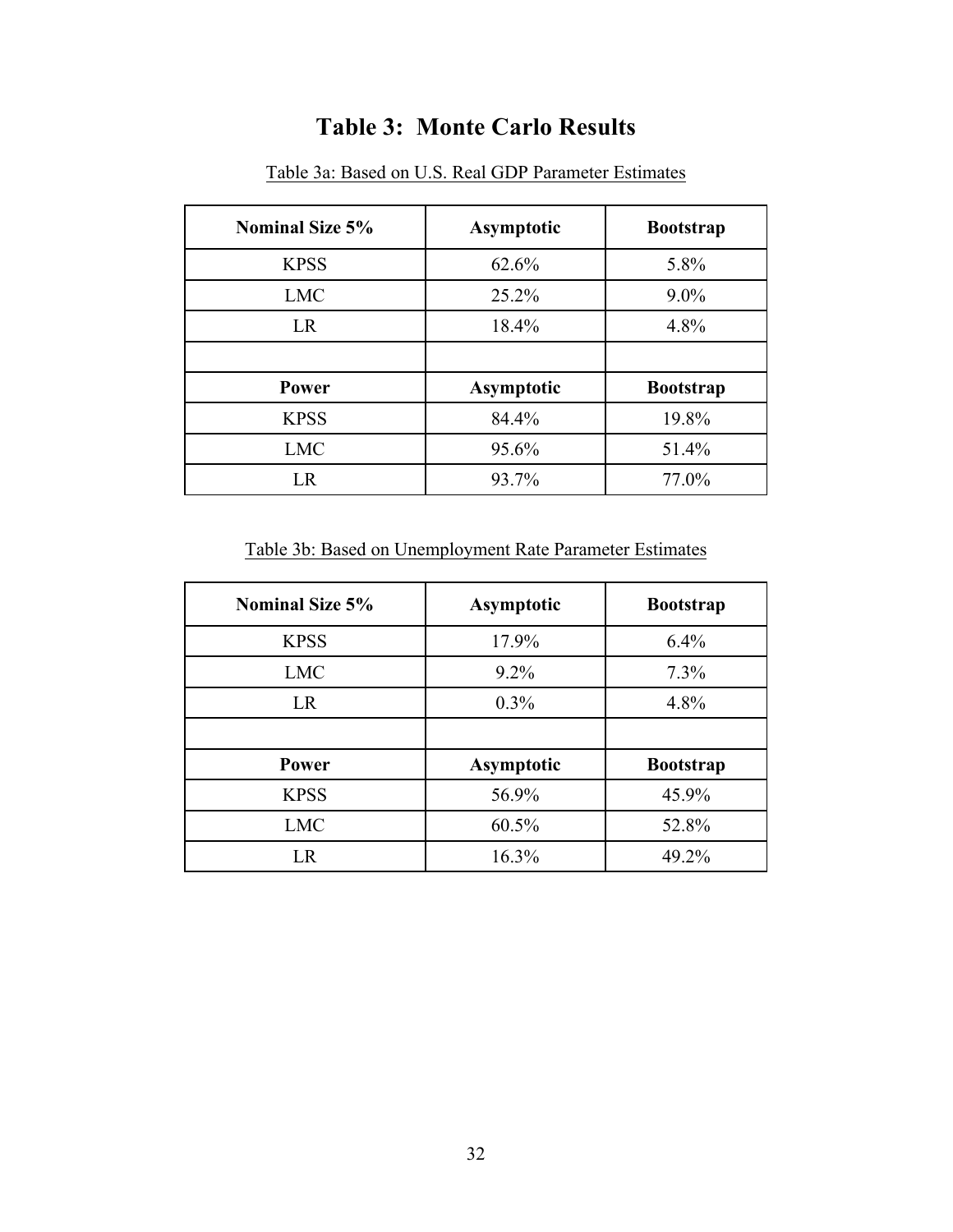# Table 3: Monte Carlo Results

Table 3a: Based on U.S. Real GDP Parameter Estimates

| Nominal Size 5% | Asymptotic | Bootstrap |
|---|---|---|
| KPSS | 62.6% | 5.8% |
| LMC | 25.2% | 9.0% |
| LR | 18.4% | 4.8% |
| | | |
| **Power** | **Asymptotic** | **Bootstrap** |
| KPSS | 84.4% | 19.8% |
| LMC | 95.6% | 51.4% |
| LR | 93.7% | 77.0% |

Table 3b: Based on Unemployment Rate Parameter Estimates

| Nominal Size 5% | Asymptotic | Bootstrap |
|---|---|---|
| KPSS | 17.9% | 6.4% |
| LMC | 9.2% | 7.3% |
| LR | 0.3% | 4.8% |
| | | |
| **Power** | **Asymptotic** | **Bootstrap** |
| KPSS | 56.9% | 45.9% |
| LMC | 60.5% | 52.8% |
| LR | 16.3% | 49.2% |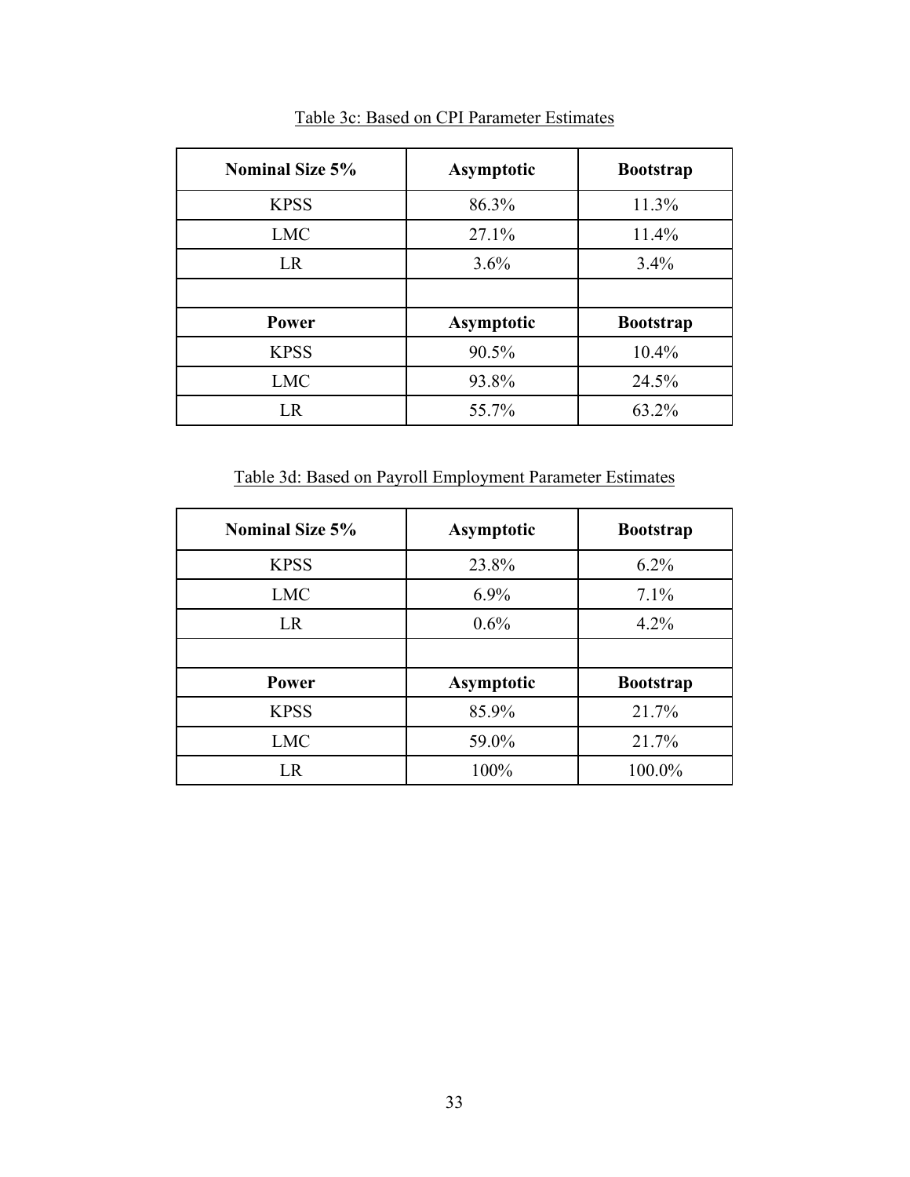Table 3c: Based on CPI Parameter Estimates

| Nominal Size 5% | Asymptotic | Bootstrap |
|---|---|---|
| KPSS | 86.3% | 11.3% |
| LMC | 27.1% | 11.4% |
| LR | 3.6% | 3.4% |
| | | |
| **Power** | **Asymptotic** | **Bootstrap** |
| KPSS | 90.5% | 10.4% |
| LMC | 93.8% | 24.5% |
| LR | 55.7% | 63.2% |

Table 3d: Based on Payroll Employment Parameter Estimates

| Nominal Size 5% | Asymptotic | Bootstrap |
|---|---|---|
| KPSS | 23.8% | 6.2% |
| LMC | 6.9% | 7.1% |
| LR | 0.6% | 4.2% |
| | | |
| **Power** | **Asymptotic** | **Bootstrap** |
| KPSS | 85.9% | 21.7% |
| LMC | 59.0% | 21.7% |
| LR | 100% | 100.0% |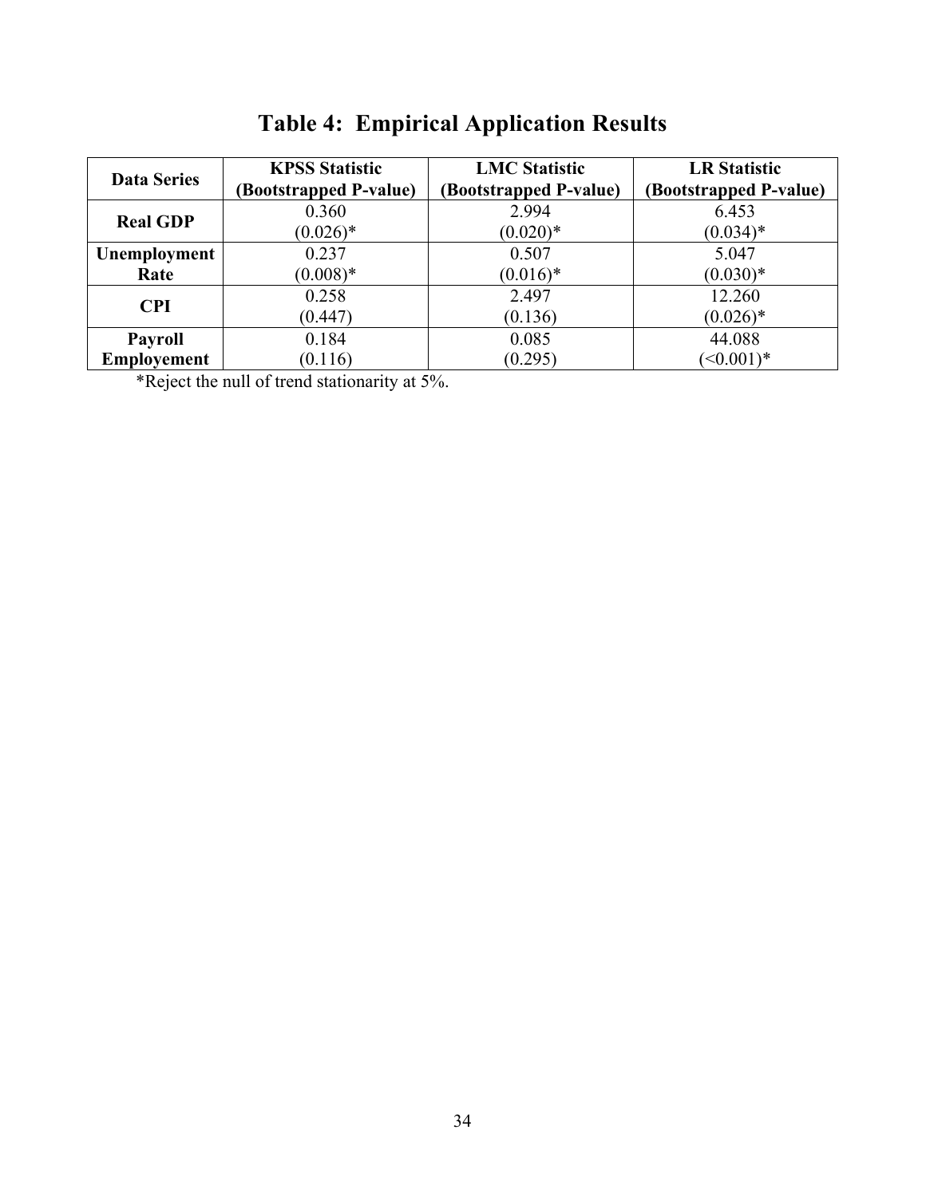# Table 4: Empirical Application Results

| Data Series | KPSS Statistic (Bootstrapped P-value) | LMC Statistic (Bootstrapped P-value) | LR Statistic (Bootstrapped P-value) |
|---|---|---|---|
| **Real GDP** | 0.360 (0.026)* | 2.994 (0.020)* | 6.453 (0.034)* |
| **Unemployment Rate** | 0.237 (0.008)* | 0.507 (0.016)* | 5.047 (0.030)* |
| **CPI** | 0.258 (0.447) | 2.497 (0.136) | 12.260 (0.026)* |
| **Payroll Employement** | 0.184 (0.116) | 0.085 (0.295) | 44.088 (<0.001)* |

*Reject the null of trend stationarity at 5%.